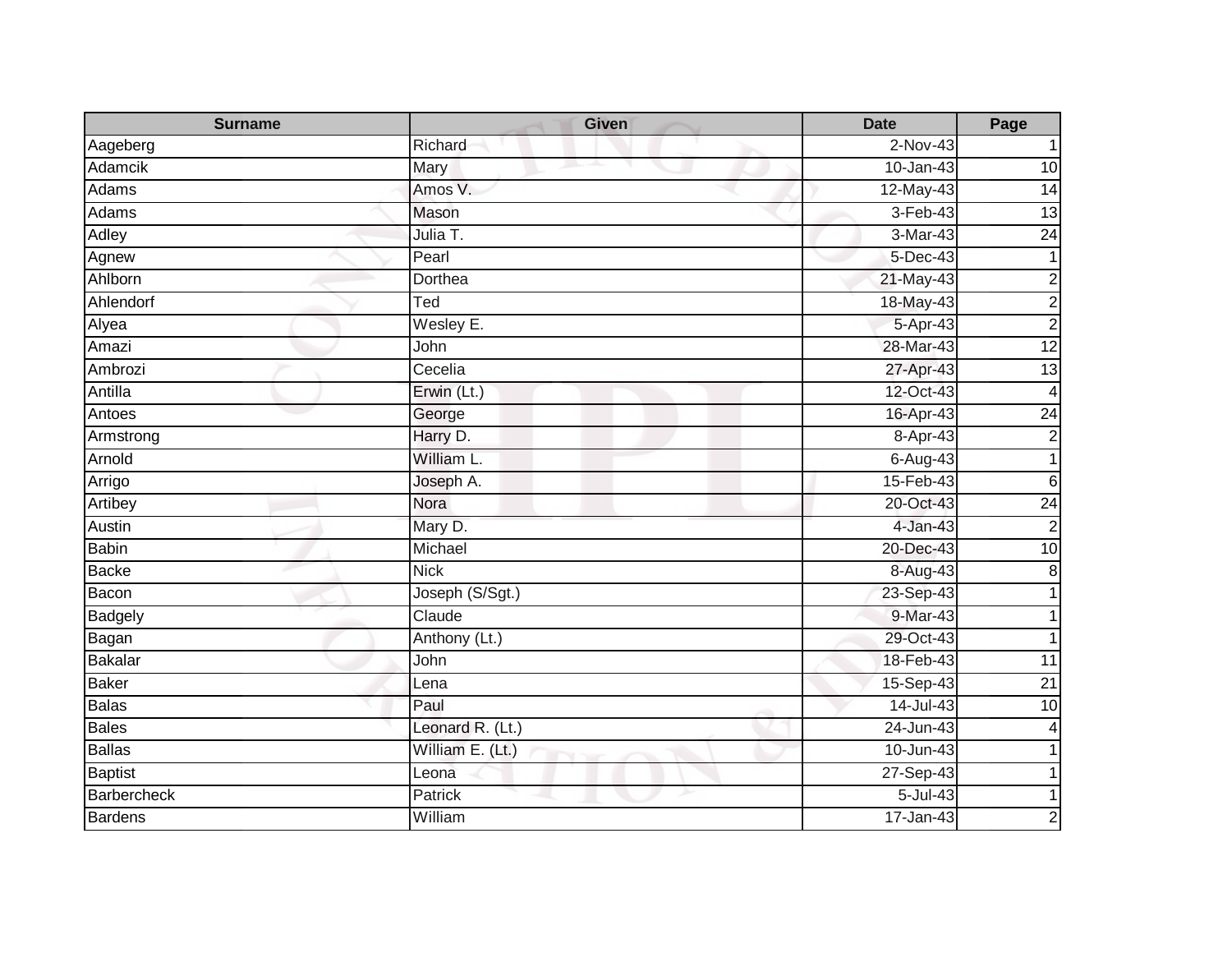| Surname | Given | Date | Page |
|---|---|---|---|
| Aageberg | Richard | 2-Nov-43 | 1 |
| Adamcik | Mary | 10-Jan-43 | 10 |
| Adams | Amos V. | 12-May-43 | 14 |
| Adams | Mason | 3-Feb-43 | 13 |
| Adley | Julia T. | 3-Mar-43 | 24 |
| Agnew | Pearl | 5-Dec-43 | 1 |
| Ahlborn | Dorthea | 21-May-43 | 2 |
| Ahlendorf | Ted | 18-May-43 | 2 |
| Alyea | Wesley E. | 5-Apr-43 | 2 |
| Amazi | John | 28-Mar-43 | 12 |
| Ambrozi | Cecelia | 27-Apr-43 | 13 |
| Antilla | Erwin (Lt.) | 12-Oct-43 | 4 |
| Antoes | George | 16-Apr-43 | 24 |
| Armstrong | Harry D. | 8-Apr-43 | 2 |
| Arnold | William L. | 6-Aug-43 | 1 |
| Arrigo | Joseph A. | 15-Feb-43 | 6 |
| Artibey | Nora | 20-Oct-43 | 24 |
| Austin | Mary D. | 4-Jan-43 | 2 |
| Babin | Michael | 20-Dec-43 | 10 |
| Backe | Nick | 8-Aug-43 | 8 |
| Bacon | Joseph (S/Sgt.) | 23-Sep-43 | 1 |
| Badgely | Claude | 9-Mar-43 | 1 |
| Bagan | Anthony (Lt.) | 29-Oct-43 | 1 |
| Bakalar | John | 18-Feb-43 | 11 |
| Baker | Lena | 15-Sep-43 | 21 |
| Balas | Paul | 14-Jul-43 | 10 |
| Bales | Leonard R. (Lt.) | 24-Jun-43 | 4 |
| Ballas | William E. (Lt.) | 10-Jun-43 | 1 |
| Baptist | Leona | 27-Sep-43 | 1 |
| Barbercheck | Patrick | 5-Jul-43 | 1 |
| Bardens | William | 17-Jan-43 | 2 |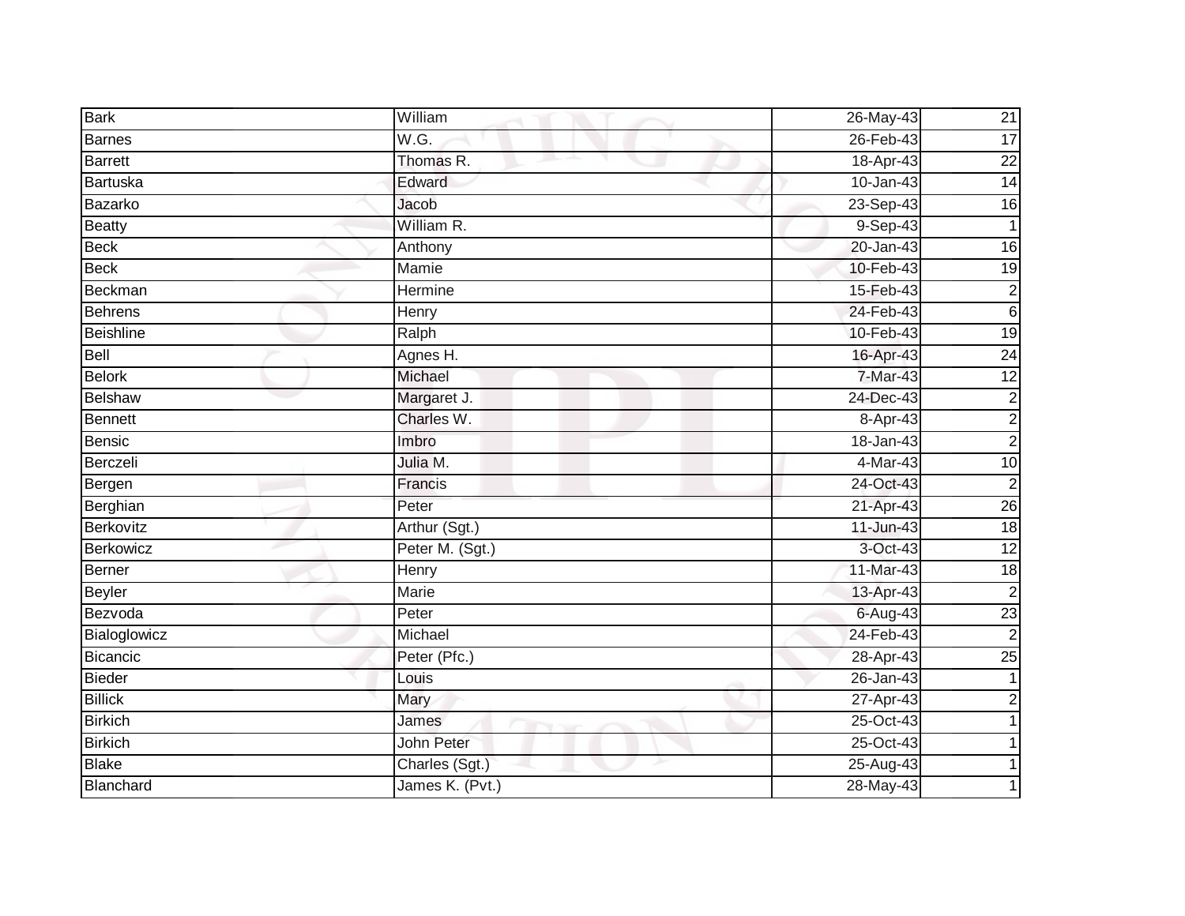| Bark | William | 26-May-43 | 21 |
|---|---|---|---|
| Barnes | W.G. | 26-Feb-43 | 17 |
| Barrett | Thomas R. | 18-Apr-43 | 22 |
| Bartuska | Edward | 10-Jan-43 | 14 |
| Bazarko | Jacob | 23-Sep-43 | 16 |
| Beatty | William R. | 9-Sep-43 | 1 |
| Beck | Anthony | 20-Jan-43 | 16 |
| Beck | Mamie | 10-Feb-43 | 19 |
| Beckman | Hermine | 15-Feb-43 | 2 |
| Behrens | Henry | 24-Feb-43 | 6 |
| Beishline | Ralph | 10-Feb-43 | 19 |
| Bell | Agnes H. | 16-Apr-43 | 24 |
| Belork | Michael | 7-Mar-43 | 12 |
| Belshaw | Margaret J. | 24-Dec-43 | 2 |
| Bennett | Charles W. | 8-Apr-43 | 2 |
| Bensic | Imbro | 18-Jan-43 | 2 |
| Berczeli | Julia M. | 4-Mar-43 | 10 |
| Bergen | Francis | 24-Oct-43 | 2 |
| Berghian | Peter | 21-Apr-43 | 26 |
| Berkovitz | Arthur (Sgt.) | 11-Jun-43 | 18 |
| Berkowicz | Peter M. (Sgt.) | 3-Oct-43 | 12 |
| Berner | Henry | 11-Mar-43 | 18 |
| Beyler | Marie | 13-Apr-43 | 2 |
| Bezvoda | Peter | 6-Aug-43 | 23 |
| Bialoglowicz | Michael | 24-Feb-43 | 2 |
| Bicancic | Peter (Pfc.) | 28-Apr-43 | 25 |
| Bieder | Louis | 26-Jan-43 | 1 |
| Billick | Mary | 27-Apr-43 | 2 |
| Birkich | James | 25-Oct-43 | 1 |
| Birkich | John Peter | 25-Oct-43 | 1 |
| Blake | Charles (Sgt.) | 25-Aug-43 | 1 |
| Blanchard | James K. (Pvt.) | 28-May-43 | 1 |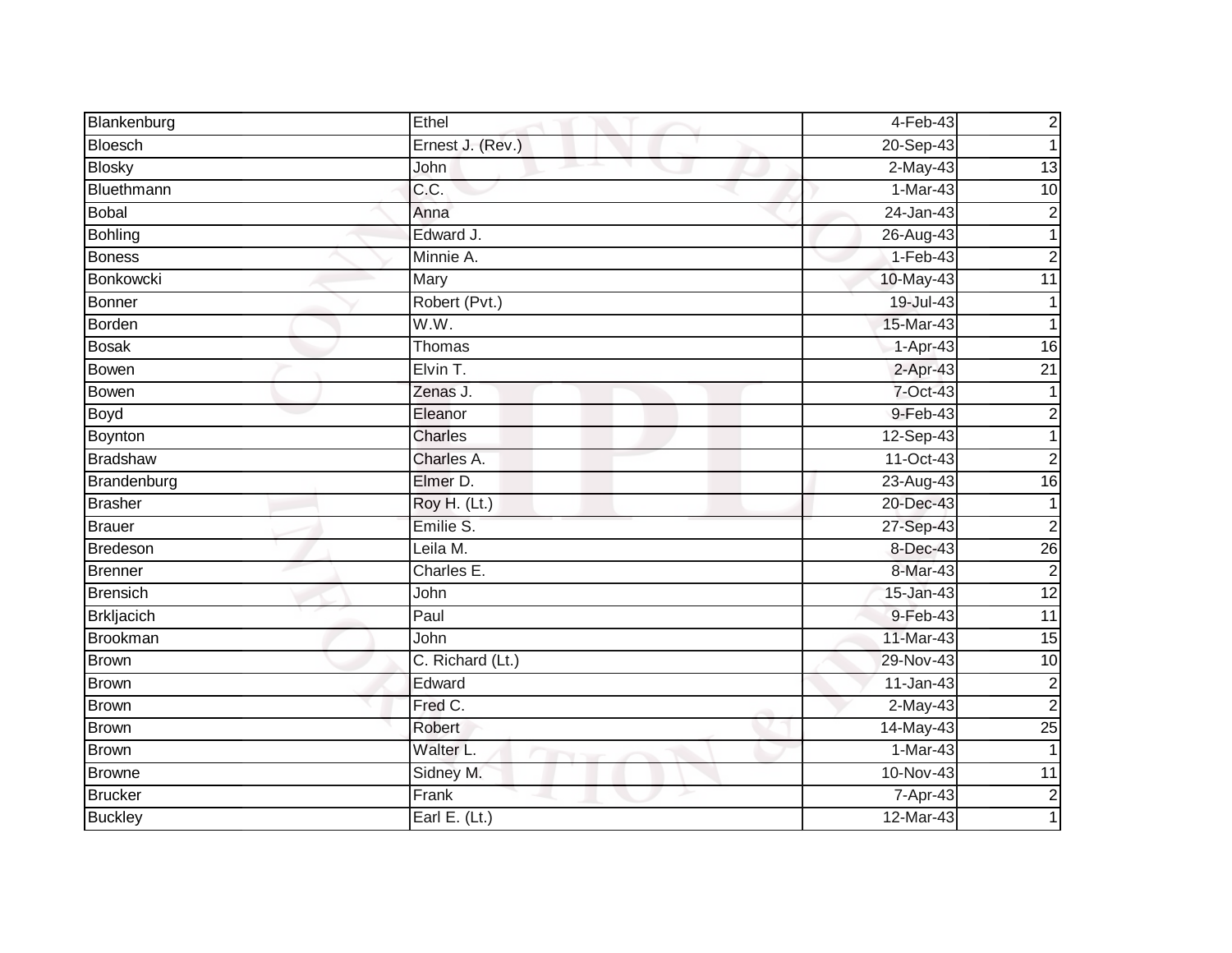| Blankenburg | Ethel | 4-Feb-43 | 2 |
|---|---|---|---|
| Bloesch | Ernest J. (Rev.) | 20-Sep-43 | 1 |
| Blosky | John | 2-May-43 | 13 |
| Bluethmann | C.C. | 1-Mar-43 | 10 |
| Bobal | Anna | 24-Jan-43 | 2 |
| Bohling | Edward J. | 26-Aug-43 | 1 |
| Boness | Minnie A. | 1-Feb-43 | 2 |
| Bonkowcki | Mary | 10-May-43 | 11 |
| Bonner | Robert (Pvt.) | 19-Jul-43 | 1 |
| Borden | W.W. | 15-Mar-43 | 1 |
| Bosak | Thomas | 1-Apr-43 | 16 |
| Bowen | Elvin T. | 2-Apr-43 | 21 |
| Bowen | Zenas J. | 7-Oct-43 | 1 |
| Boyd | Eleanor | 9-Feb-43 | 2 |
| Boynton | Charles | 12-Sep-43 | 1 |
| Bradshaw | Charles A. | 11-Oct-43 | 2 |
| Brandenburg | Elmer D. | 23-Aug-43 | 16 |
| Brasher | Roy H. (Lt.) | 20-Dec-43 | 1 |
| Brauer | Emilie S. | 27-Sep-43 | 2 |
| Bredeson | Leila M. | 8-Dec-43 | 26 |
| Brenner | Charles E. | 8-Mar-43 | 2 |
| Brensich | John | 15-Jan-43 | 12 |
| Brkljacich | Paul | 9-Feb-43 | 11 |
| Brookman | John | 11-Mar-43 | 15 |
| Brown | C. Richard (Lt.) | 29-Nov-43 | 10 |
| Brown | Edward | 11-Jan-43 | 2 |
| Brown | Fred C. | 2-May-43 | 2 |
| Brown | Robert | 14-May-43 | 25 |
| Brown | Walter L. | 1-Mar-43 | 1 |
| Browne | Sidney M. | 10-Nov-43 | 11 |
| Brucker | Frank | 7-Apr-43 | 2 |
| Buckley | Earl E. (Lt.) | 12-Mar-43 | 1 |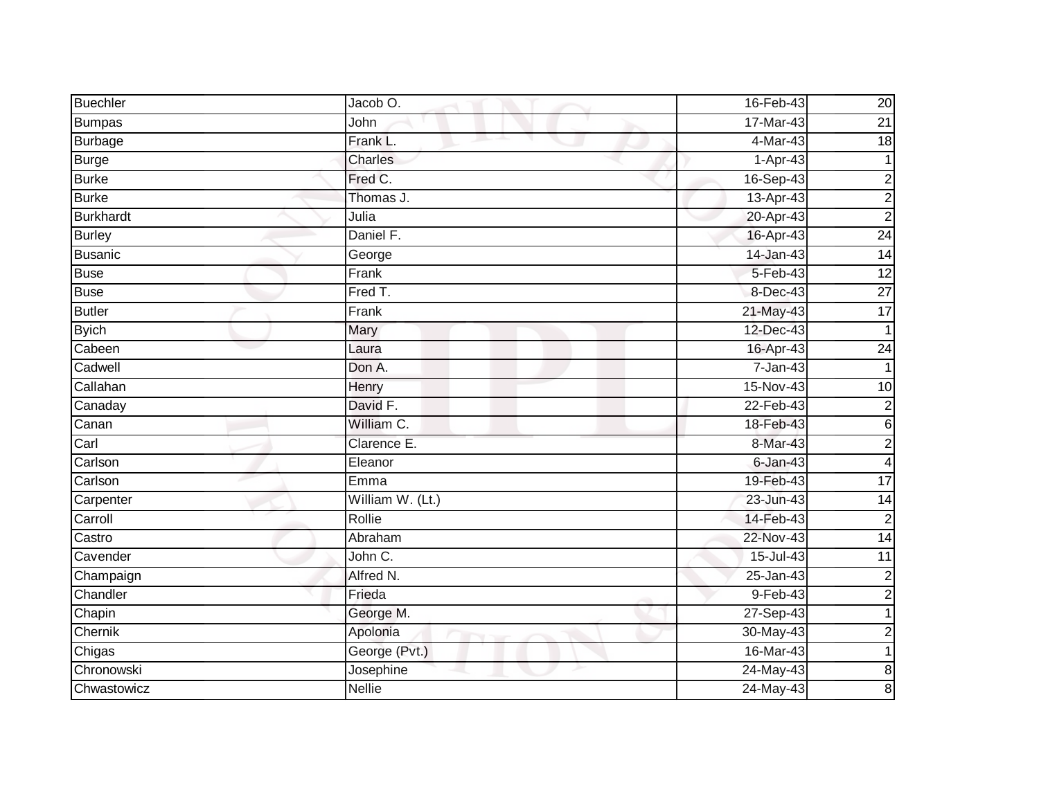| | | | |
|---|---|---|---|
| Buechler | Jacob O. | 16-Feb-43 | 20 |
| Bumpas | John | 17-Mar-43 | 21 |
| Burbage | Frank L. | 4-Mar-43 | 18 |
| Burge | Charles | 1-Apr-43 | 1 |
| Burke | Fred C. | 16-Sep-43 | 2 |
| Burke | Thomas J. | 13-Apr-43 | 2 |
| Burkhardt | Julia | 20-Apr-43 | 2 |
| Burley | Daniel F. | 16-Apr-43 | 24 |
| Busanic | George | 14-Jan-43 | 14 |
| Buse | Frank | 5-Feb-43 | 12 |
| Buse | Fred T. | 8-Dec-43 | 27 |
| Butler | Frank | 21-May-43 | 17 |
| Byich | Mary | 12-Dec-43 | 1 |
| Cabeen | Laura | 16-Apr-43 | 24 |
| Cadwell | Don A. | 7-Jan-43 | 1 |
| Callahan | Henry | 15-Nov-43 | 10 |
| Canaday | David F. | 22-Feb-43 | 2 |
| Canan | William C. | 18-Feb-43 | 6 |
| Carl | Clarence E. | 8-Mar-43 | 2 |
| Carlson | Eleanor | 6-Jan-43 | 4 |
| Carlson | Emma | 19-Feb-43 | 17 |
| Carpenter | William W. (Lt.) | 23-Jun-43 | 14 |
| Carroll | Rollie | 14-Feb-43 | 2 |
| Castro | Abraham | 22-Nov-43 | 14 |
| Cavender | John C. | 15-Jul-43 | 11 |
| Champaign | Alfred N. | 25-Jan-43 | 2 |
| Chandler | Frieda | 9-Feb-43 | 2 |
| Chapin | George M. | 27-Sep-43 | 1 |
| Chernik | Apolonia | 30-May-43 | 2 |
| Chigas | George (Pvt.) | 16-Mar-43 | 1 |
| Chronowski | Josephine | 24-May-43 | 8 |
| Chwastowicz | Nellie | 24-May-43 | 8 |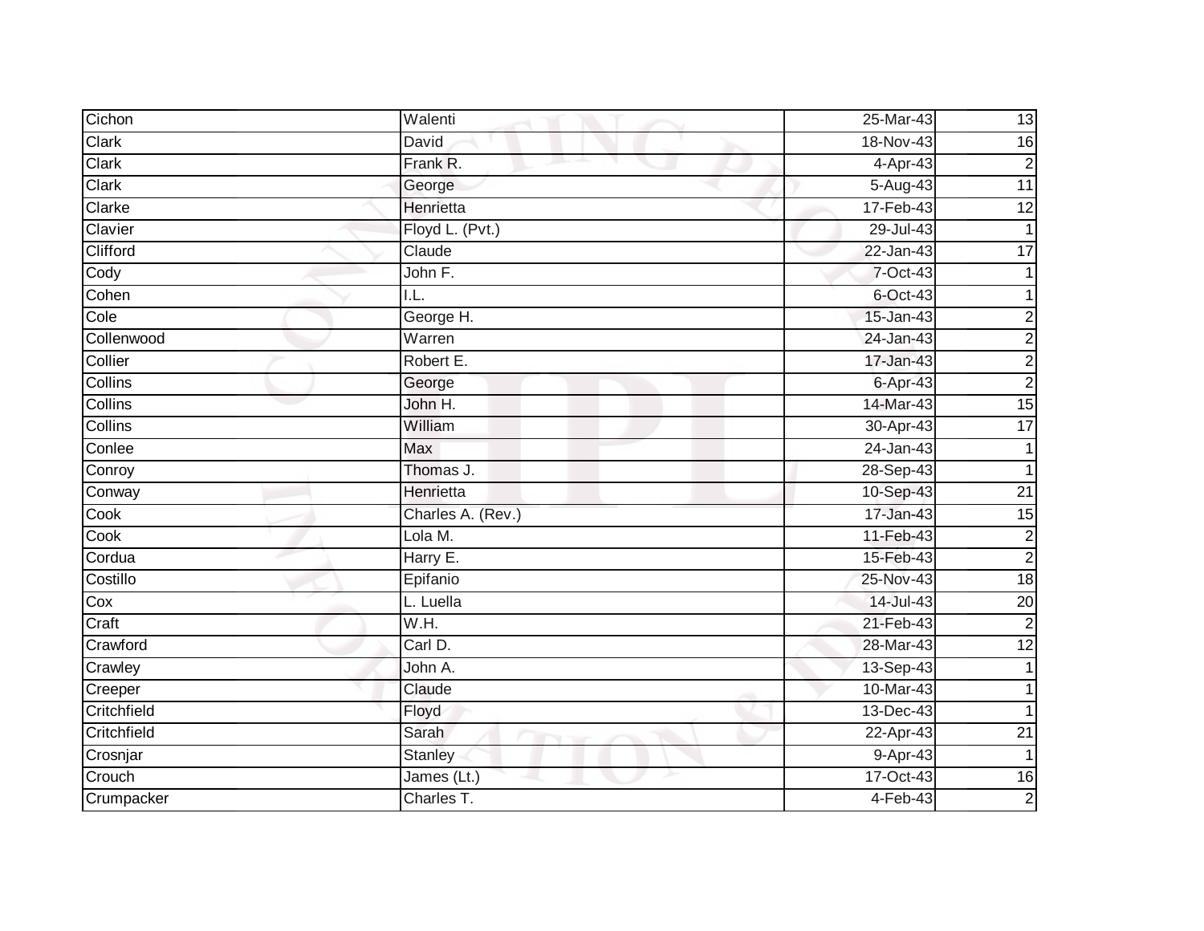| Cichon | Walenti | 25-Mar-43 | 13 |
|---|---|---|---|
| Clark | David | 18-Nov-43 | 16 |
| Clark | Frank R. | 4-Apr-43 | 2 |
| Clark | George | 5-Aug-43 | 11 |
| Clarke | Henrietta | 17-Feb-43 | 12 |
| Clavier | Floyd L. (Pvt.) | 29-Jul-43 | 1 |
| Clifford | Claude | 22-Jan-43 | 17 |
| Cody | John F. | 7-Oct-43 | 1 |
| Cohen | I.L. | 6-Oct-43 | 1 |
| Cole | George H. | 15-Jan-43 | 2 |
| Collenwood | Warren | 24-Jan-43 | 2 |
| Collier | Robert E. | 17-Jan-43 | 2 |
| Collins | George | 6-Apr-43 | 2 |
| Collins | John H. | 14-Mar-43 | 15 |
| Collins | William | 30-Apr-43 | 17 |
| Conlee | Max | 24-Jan-43 | 1 |
| Conroy | Thomas J. | 28-Sep-43 | 1 |
| Conway | Henrietta | 10-Sep-43 | 21 |
| Cook | Charles A. (Rev.) | 17-Jan-43 | 15 |
| Cook | Lola M. | 11-Feb-43 | 2 |
| Cordua | Harry E. | 15-Feb-43 | 2 |
| Costillo | Epifanio | 25-Nov-43 | 18 |
| Cox | L. Luella | 14-Jul-43 | 20 |
| Craft | W.H. | 21-Feb-43 | 2 |
| Crawford | Carl D. | 28-Mar-43 | 12 |
| Crawley | John A. | 13-Sep-43 | 1 |
| Creeper | Claude | 10-Mar-43 | 1 |
| Critchfield | Floyd | 13-Dec-43 | 1 |
| Critchfield | Sarah | 22-Apr-43 | 21 |
| Crosnjar | Stanley | 9-Apr-43 | 1 |
| Crouch | James (Lt.) | 17-Oct-43 | 16 |
| Crumpacker | Charles T. | 4-Feb-43 | 2 |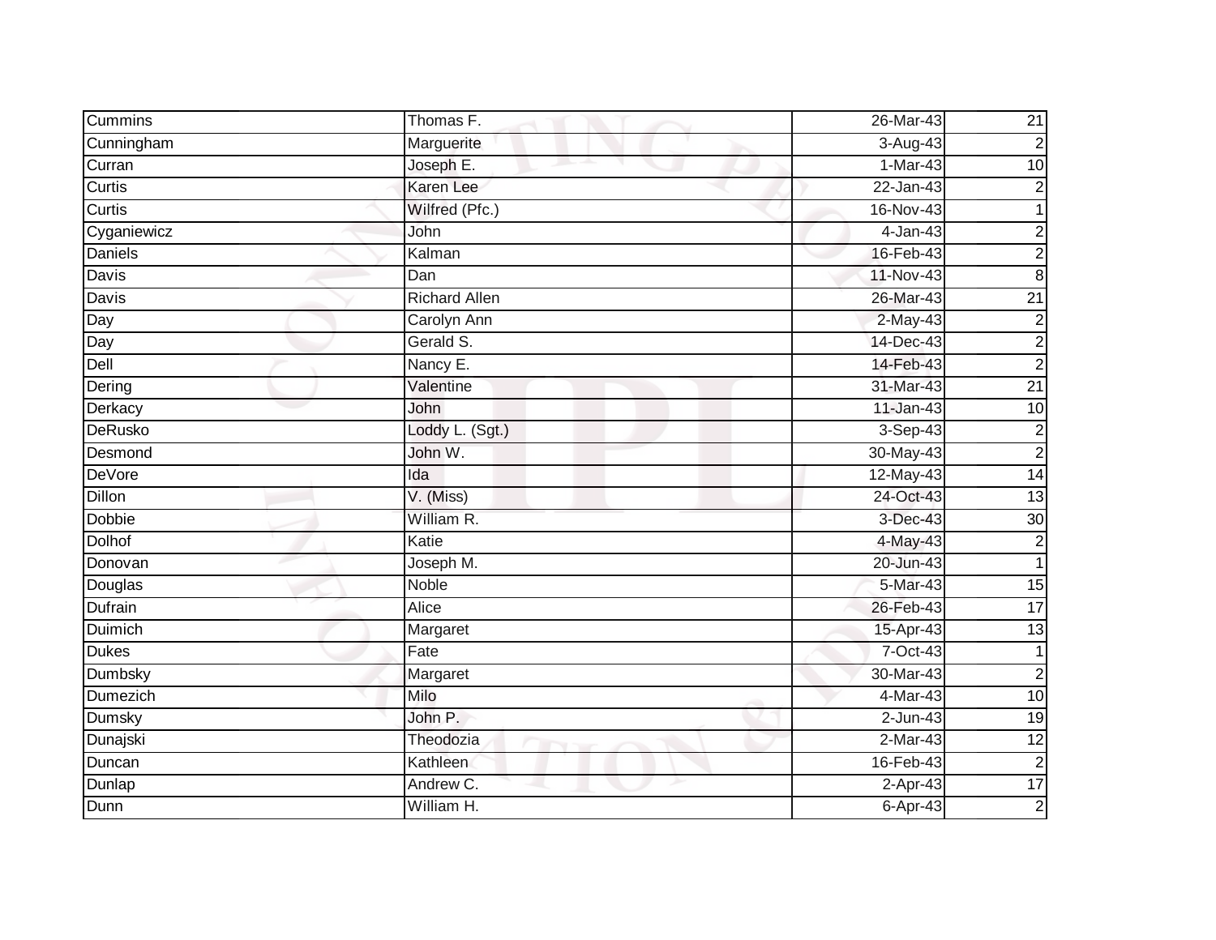| | | | |
|---|---|---|---|
| Cummins | Thomas F. | 26-Mar-43 | 21 |
| Cunningham | Marguerite | 3-Aug-43 | 2 |
| Curran | Joseph E. | 1-Mar-43 | 10 |
| Curtis | Karen Lee | 22-Jan-43 | 2 |
| Curtis | Wilfred (Pfc.) | 16-Nov-43 | 1 |
| Cyganiewicz | John | 4-Jan-43 | 2 |
| Daniels | Kalman | 16-Feb-43 | 2 |
| Davis | Dan | 11-Nov-43 | 8 |
| Davis | Richard Allen | 26-Mar-43 | 21 |
| Day | Carolyn Ann | 2-May-43 | 2 |
| Day | Gerald S. | 14-Dec-43 | 2 |
| Dell | Nancy E. | 14-Feb-43 | 2 |
| Dering | Valentine | 31-Mar-43 | 21 |
| Derkacy | John | 11-Jan-43 | 10 |
| DeRusko | Loddy L. (Sgt.) | 3-Sep-43 | 2 |
| Desmond | John W. | 30-May-43 | 2 |
| DeVore | Ida | 12-May-43 | 14 |
| Dillon | V. (Miss) | 24-Oct-43 | 13 |
| Dobbie | William R. | 3-Dec-43 | 30 |
| Dolhof | Katie | 4-May-43 | 2 |
| Donovan | Joseph M. | 20-Jun-43 | 1 |
| Douglas | Noble | 5-Mar-43 | 15 |
| Dufrain | Alice | 26-Feb-43 | 17 |
| Duimich | Margaret | 15-Apr-43 | 13 |
| Dukes | Fate | 7-Oct-43 | 1 |
| Dumbsky | Margaret | 30-Mar-43 | 2 |
| Dumezich | Milo | 4-Mar-43 | 10 |
| Dumsky | John P. | 2-Jun-43 | 19 |
| Dunajski | Theodozia | 2-Mar-43 | 12 |
| Duncan | Kathleen | 16-Feb-43 | 2 |
| Dunlap | Andrew C. | 2-Apr-43 | 17 |
| Dunn | William H. | 6-Apr-43 | 2 |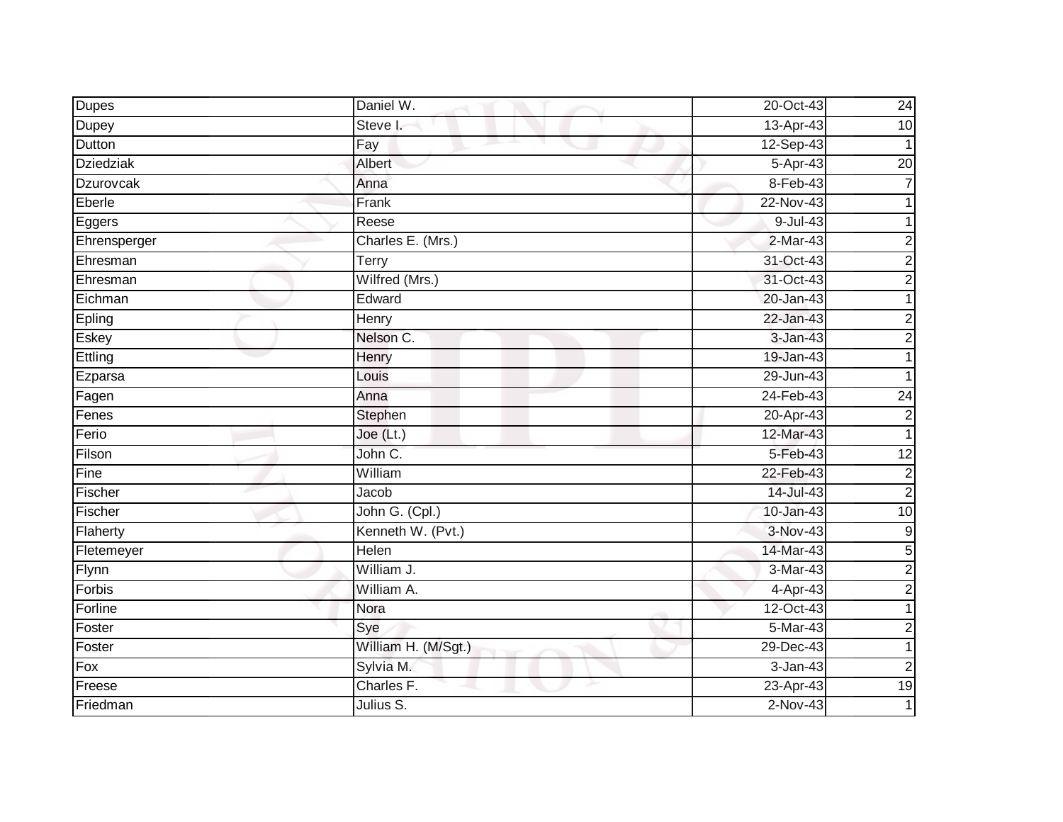| Dupes | Daniel W. | 20-Oct-43 | 24 |
|---|---|---|---|
| Dupey | Steve I. | 13-Apr-43 | 10 |
| Dutton | Fay | 12-Sep-43 | 1 |
| Dziedziak | Albert | 5-Apr-43 | 20 |
| Dzurovcak | Anna | 8-Feb-43 | 7 |
| Eberle | Frank | 22-Nov-43 | 1 |
| Eggers | Reese | 9-Jul-43 | 1 |
| Ehrensperger | Charles E. (Mrs.) | 2-Mar-43 | 2 |
| Ehresman | Terry | 31-Oct-43 | 2 |
| Ehresman | Wilfred (Mrs.) | 31-Oct-43 | 2 |
| Eichman | Edward | 20-Jan-43 | 1 |
| Epling | Henry | 22-Jan-43 | 2 |
| Eskey | Nelson C. | 3-Jan-43 | 2 |
| Ettling | Henry | 19-Jan-43 | 1 |
| Ezparsa | Louis | 29-Jun-43 | 1 |
| Fagen | Anna | 24-Feb-43 | 24 |
| Fenes | Stephen | 20-Apr-43 | 2 |
| Ferio | Joe (Lt.) | 12-Mar-43 | 1 |
| Filson | John C. | 5-Feb-43 | 12 |
| Fine | William | 22-Feb-43 | 2 |
| Fischer | Jacob | 14-Jul-43 | 2 |
| Fischer | John G. (Cpl.) | 10-Jan-43 | 10 |
| Flaherty | Kenneth W. (Pvt.) | 3-Nov-43 | 9 |
| Fletemeyer | Helen | 14-Mar-43 | 5 |
| Flynn | William J. | 3-Mar-43 | 2 |
| Forbis | William A. | 4-Apr-43 | 2 |
| Forline | Nora | 12-Oct-43 | 1 |
| Foster | Sye | 5-Mar-43 | 2 |
| Foster | William H. (M/Sgt.) | 29-Dec-43 | 1 |
| Fox | Sylvia M. | 3-Jan-43 | 2 |
| Freese | Charles F. | 23-Apr-43 | 19 |
| Friedman | Julius S. | 2-Nov-43 | 1 |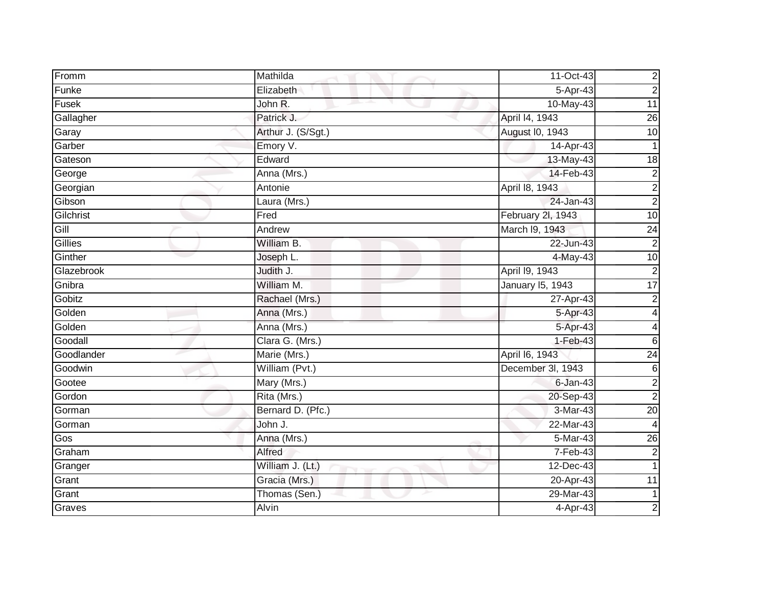| Fromm | Mathilda | 11-Oct-43 | 2 |
|---|---|---|---|
| Funke | Elizabeth | 5-Apr-43 | 2 |
| Fusek | John R. | 10-May-43 | 11 |
| Gallagher | Patrick J. | April l4, 1943 | 26 |
| Garay | Arthur J. (S/Sgt.) | August l0, 1943 | 10 |
| Garber | Emory V. | 14-Apr-43 | 1 |
| Gateson | Edward | 13-May-43 | 18 |
| George | Anna (Mrs.) | 14-Feb-43 | 2 |
| Georgian | Antonie | April l8, 1943 | 2 |
| Gibson | Laura (Mrs.) | 24-Jan-43 | 2 |
| Gilchrist | Fred | February 2l, 1943 | 10 |
| Gill | Andrew | March l9, 1943 | 24 |
| Gillies | William B. | 22-Jun-43 | 2 |
| Ginther | Joseph L. | 4-May-43 | 10 |
| Glazebrook | Judith J. | April l9, 1943 | 2 |
| Gnibra | William M. | January l5, 1943 | 17 |
| Gobitz | Rachael (Mrs.) | 27-Apr-43 | 2 |
| Golden | Anna (Mrs.) | 5-Apr-43 | 4 |
| Golden | Anna (Mrs.) | 5-Apr-43 | 4 |
| Goodall | Clara G. (Mrs.) | 1-Feb-43 | 6 |
| Goodlander | Marie (Mrs.) | April l6, 1943 | 24 |
| Goodwin | William (Pvt.) | December 3l, 1943 | 6 |
| Gootee | Mary (Mrs.) | 6-Jan-43 | 2 |
| Gordon | Rita (Mrs.) | 20-Sep-43 | 2 |
| Gorman | Bernard D. (Pfc.) | 3-Mar-43 | 20 |
| Gorman | John J. | 22-Mar-43 | 4 |
| Gos | Anna (Mrs.) | 5-Mar-43 | 26 |
| Graham | Alfred | 7-Feb-43 | 2 |
| Granger | William J. (Lt.) | 12-Dec-43 | 1 |
| Grant | Gracia (Mrs.) | 20-Apr-43 | 11 |
| Grant | Thomas (Sen.) | 29-Mar-43 | 1 |
| Graves | Alvin | 4-Apr-43 | 2 |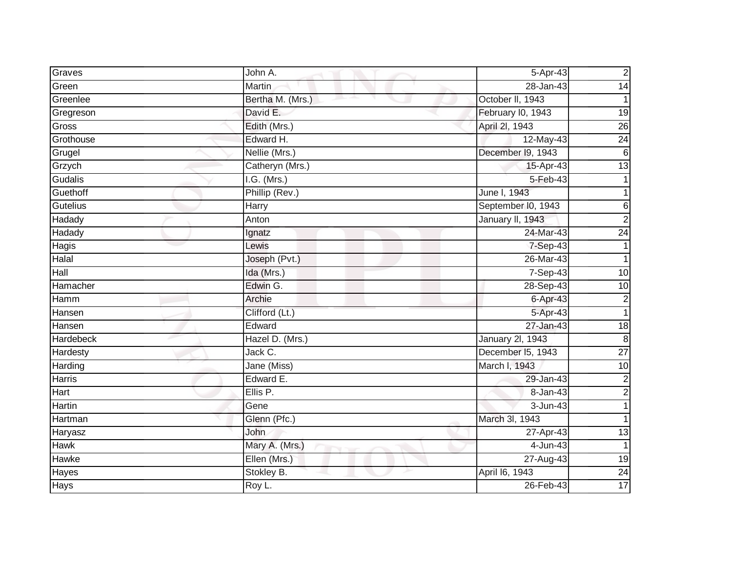| | | | |
|---|---|---|---|
| Graves | John A. | 5-Apr-43 | 2 |
| Green | Martin | 28-Jan-43 | 14 |
| Greenlee | Bertha M. (Mrs.) | October ll, 1943 | 1 |
| Gregreson | David E. | February l0, 1943 | 19 |
| Gross | Edith (Mrs.) | April 2l, 1943 | 26 |
| Grothouse | Edward H. | 12-May-43 | 24 |
| Grugel | Nellie (Mrs.) | December l9, 1943 | 6 |
| Grzych | Catheryn (Mrs.) | 15-Apr-43 | 13 |
| Gudalis | I.G. (Mrs.) | 5-Feb-43 | 1 |
| Guethoff | Phillip (Rev.) | June l, 1943 | 1 |
| Gutelius | Harry | September l0, 1943 | 6 |
| Hadady | Anton | January ll, 1943 | 2 |
| Hadady | Ignatz | 24-Mar-43 | 24 |
| Hagis | Lewis | 7-Sep-43 | 1 |
| Halal | Joseph (Pvt.) | 26-Mar-43 | 1 |
| Hall | Ida (Mrs.) | 7-Sep-43 | 10 |
| Hamacher | Edwin G. | 28-Sep-43 | 10 |
| Hamm | Archie | 6-Apr-43 | 2 |
| Hansen | Clifford (Lt.) | 5-Apr-43 | 1 |
| Hansen | Edward | 27-Jan-43 | 18 |
| Hardebeck | Hazel D. (Mrs.) | January 2l, 1943 | 8 |
| Hardesty | Jack C. | December l5, 1943 | 27 |
| Harding | Jane (Miss) | March l, 1943 | 10 |
| Harris | Edward E. | 29-Jan-43 | 2 |
| Hart | Ellis P. | 8-Jan-43 | 2 |
| Hartin | Gene | 3-Jun-43 | 1 |
| Hartman | Glenn (Pfc.) | March 3l, 1943 | 1 |
| Haryasz | John | 27-Apr-43 | 13 |
| Hawk | Mary A. (Mrs.) | 4-Jun-43 | 1 |
| Hawke | Ellen (Mrs.) | 27-Aug-43 | 19 |
| Hayes | Stokley B. | April l6, 1943 | 24 |
| Hays | Roy L. | 26-Feb-43 | 17 |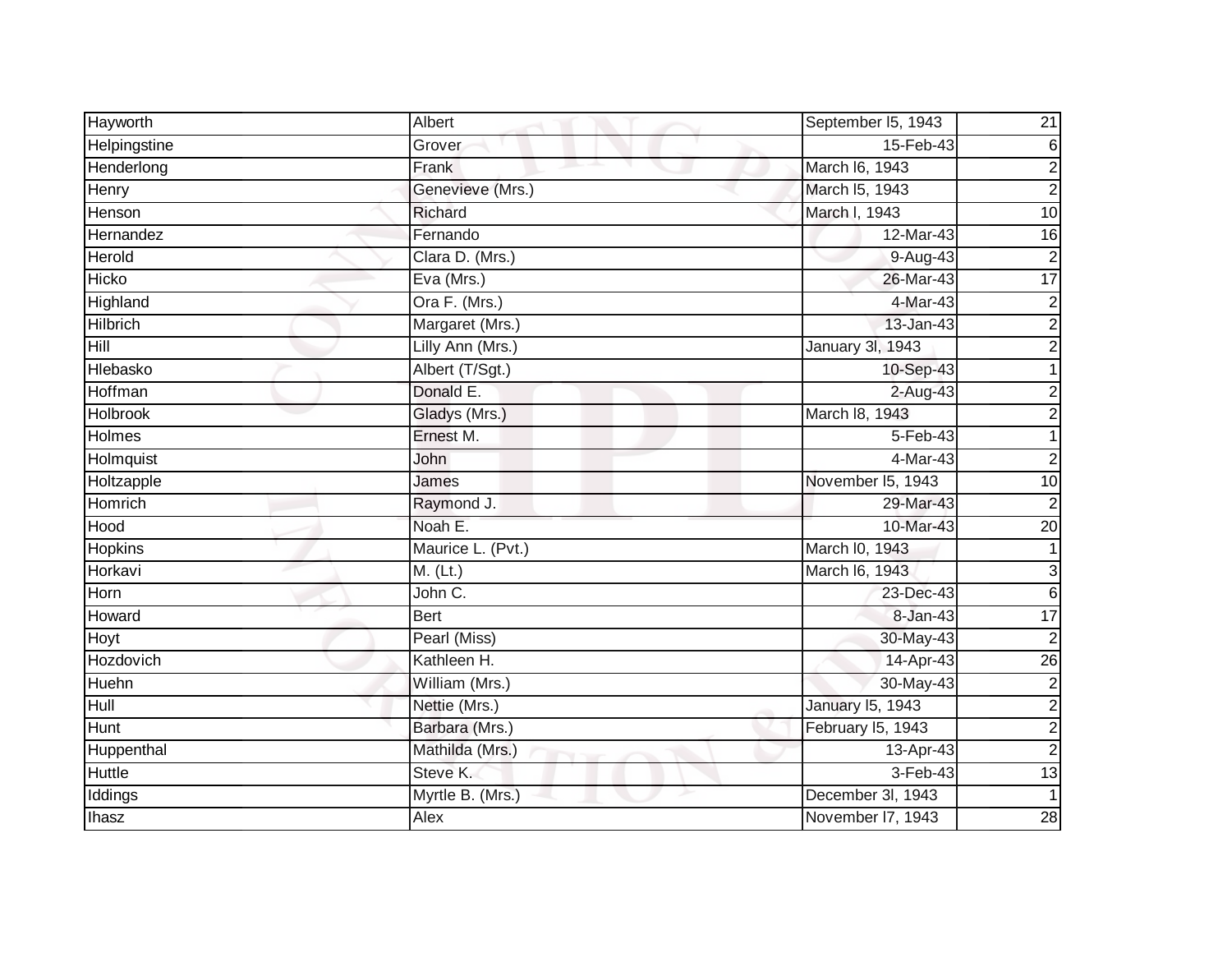| | | | |
|---|---|---|---|
| Hayworth | Albert | September l5, 1943 | 21 |
| Helpingstine | Grover | 15-Feb-43 | 6 |
| Henderlong | Frank | March l6, 1943 | 2 |
| Henry | Genevieve (Mrs.) | March l5, 1943 | 2 |
| Henson | Richard | March l, 1943 | 10 |
| Hernandez | Fernando | 12-Mar-43 | 16 |
| Herold | Clara D. (Mrs.) | 9-Aug-43 | 2 |
| Hicko | Eva (Mrs.) | 26-Mar-43 | 17 |
| Highland | Ora F. (Mrs.) | 4-Mar-43 | 2 |
| Hilbrich | Margaret (Mrs.) | 13-Jan-43 | 2 |
| Hill | Lilly Ann (Mrs.) | January 3l, 1943 | 2 |
| Hlebasko | Albert (T/Sgt.) | 10-Sep-43 | 1 |
| Hoffman | Donald E. | 2-Aug-43 | 2 |
| Holbrook | Gladys (Mrs.) | March l8, 1943 | 2 |
| Holmes | Ernest M. | 5-Feb-43 | 1 |
| Holmquist | John | 4-Mar-43 | 2 |
| Holtzapple | James | November l5, 1943 | 10 |
| Homrich | Raymond J. | 29-Mar-43 | 2 |
| Hood | Noah E. | 10-Mar-43 | 20 |
| Hopkins | Maurice L. (Pvt.) | March l0, 1943 | 1 |
| Horkavi | M. (Lt.) | March l6, 1943 | 3 |
| Horn | John C. | 23-Dec-43 | 6 |
| Howard | Bert | 8-Jan-43 | 17 |
| Hoyt | Pearl (Miss) | 30-May-43 | 2 |
| Hozdovich | Kathleen H. | 14-Apr-43 | 26 |
| Huehn | William (Mrs.) | 30-May-43 | 2 |
| Hull | Nettie (Mrs.) | January l5, 1943 | 2 |
| Hunt | Barbara (Mrs.) | February l5, 1943 | 2 |
| Huppenthal | Mathilda (Mrs.) | 13-Apr-43 | 2 |
| Huttle | Steve K. | 3-Feb-43 | 13 |
| Iddings | Myrtle B. (Mrs.) | December 3l, 1943 | 1 |
| Ihasz | Alex | November l7, 1943 | 28 |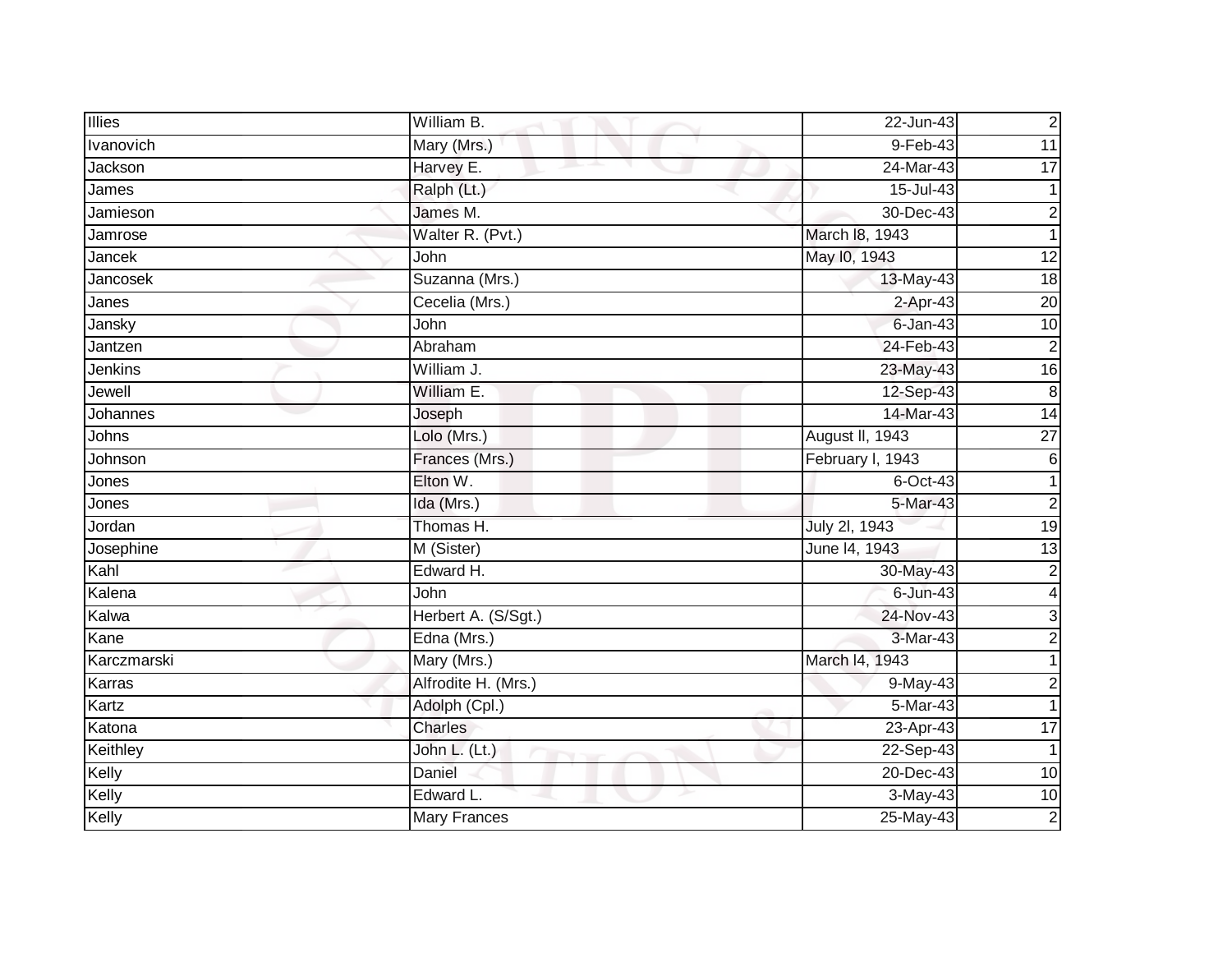| Illies | William B. | 22-Jun-43 | 2 |
|---|---|---|---|
| Ivanovich | Mary (Mrs.) | 9-Feb-43 | 11 |
| Jackson | Harvey E. | 24-Mar-43 | 17 |
| James | Ralph (Lt.) | 15-Jul-43 | 1 |
| Jamieson | James M. | 30-Dec-43 | 2 |
| Jamrose | Walter R. (Pvt.) | March l8, 1943 | 1 |
| Jancek | John | May l0, 1943 | 12 |
| Jancosek | Suzanna (Mrs.) | 13-May-43 | 18 |
| Janes | Cecelia (Mrs.) | 2-Apr-43 | 20 |
| Jansky | John | 6-Jan-43 | 10 |
| Jantzen | Abraham | 24-Feb-43 | 2 |
| Jenkins | William J. | 23-May-43 | 16 |
| Jewell | William E. | 12-Sep-43 | 8 |
| Johannes | Joseph | 14-Mar-43 | 14 |
| Johns | Lolo (Mrs.) | August ll, 1943 | 27 |
| Johnson | Frances (Mrs.) | February l, 1943 | 6 |
| Jones | Elton W. | 6-Oct-43 | 1 |
| Jones | Ida (Mrs.) | 5-Mar-43 | 2 |
| Jordan | Thomas H. | July 2l, 1943 | 19 |
| Josephine | M (Sister) | June l4, 1943 | 13 |
| Kahl | Edward H. | 30-May-43 | 2 |
| Kalena | John | 6-Jun-43 | 4 |
| Kalwa | Herbert A. (S/Sgt.) | 24-Nov-43 | 3 |
| Kane | Edna (Mrs.) | 3-Mar-43 | 2 |
| Karczmarski | Mary (Mrs.) | March l4, 1943 | 1 |
| Karras | Alfrodite H. (Mrs.) | 9-May-43 | 2 |
| Kartz | Adolph (Cpl.) | 5-Mar-43 | 1 |
| Katona | Charles | 23-Apr-43 | 17 |
| Keithley | John L. (Lt.) | 22-Sep-43 | 1 |
| Kelly | Daniel | 20-Dec-43 | 10 |
| Kelly | Edward L. | 3-May-43 | 10 |
| Kelly | Mary Frances | 25-May-43 | 2 |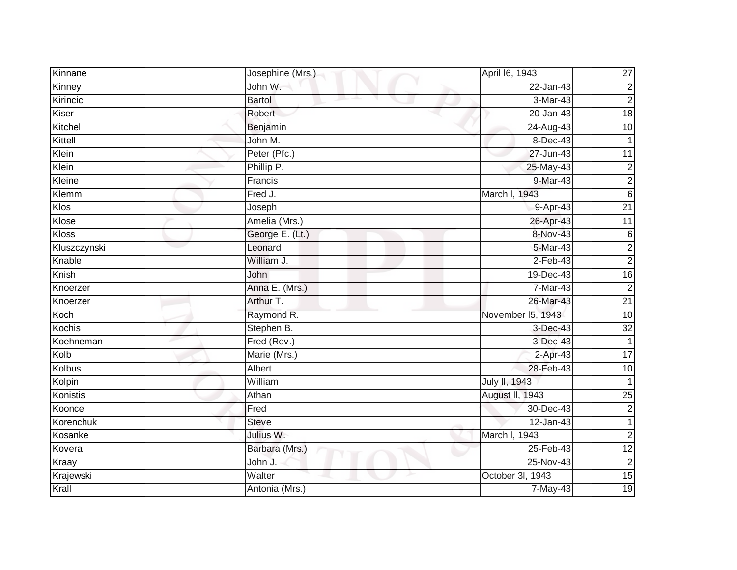| Kinnane | Josephine (Mrs.) | April l6, 1943 | 27 |
|---|---|---|---|
| Kinney | John W. | 22-Jan-43 | 2 |
| Kirincic | Bartol | 3-Mar-43 | 2 |
| Kiser | Robert | 20-Jan-43 | 18 |
| Kitchel | Benjamin | 24-Aug-43 | 10 |
| Kittell | John M. | 8-Dec-43 | 1 |
| Klein | Peter (Pfc.) | 27-Jun-43 | 11 |
| Klein | Phillip P. | 25-May-43 | 2 |
| Kleine | Francis | 9-Mar-43 | 2 |
| Klemm | Fred J. | March l, 1943 | 6 |
| Klos | Joseph | 9-Apr-43 | 21 |
| Klose | Amelia (Mrs.) | 26-Apr-43 | 11 |
| Kloss | George E. (Lt.) | 8-Nov-43 | 6 |
| Kluszczynski | Leonard | 5-Mar-43 | 2 |
| Knable | William J. | 2-Feb-43 | 2 |
| Knish | John | 19-Dec-43 | 16 |
| Knoerzer | Anna E. (Mrs.) | 7-Mar-43 | 2 |
| Knoerzer | Arthur T. | 26-Mar-43 | 21 |
| Koch | Raymond R. | November l5, 1943 | 10 |
| Kochis | Stephen B. | 3-Dec-43 | 32 |
| Koehneman | Fred (Rev.) | 3-Dec-43 | 1 |
| Kolb | Marie (Mrs.) | 2-Apr-43 | 17 |
| Kolbus | Albert | 28-Feb-43 | 10 |
| Kolpin | William | July ll, 1943 | 1 |
| Konistis | Athan | August ll, 1943 | 25 |
| Koonce | Fred | 30-Dec-43 | 2 |
| Korenchuk | Steve | 12-Jan-43 | 1 |
| Kosanke | Julius W. | March l, 1943 | 2 |
| Kovera | Barbara (Mrs.) | 25-Feb-43 | 12 |
| Kraay | John J. | 25-Nov-43 | 2 |
| Krajewski | Walter | October 3l, 1943 | 15 |
| Krall | Antonia (Mrs.) | 7-May-43 | 19 |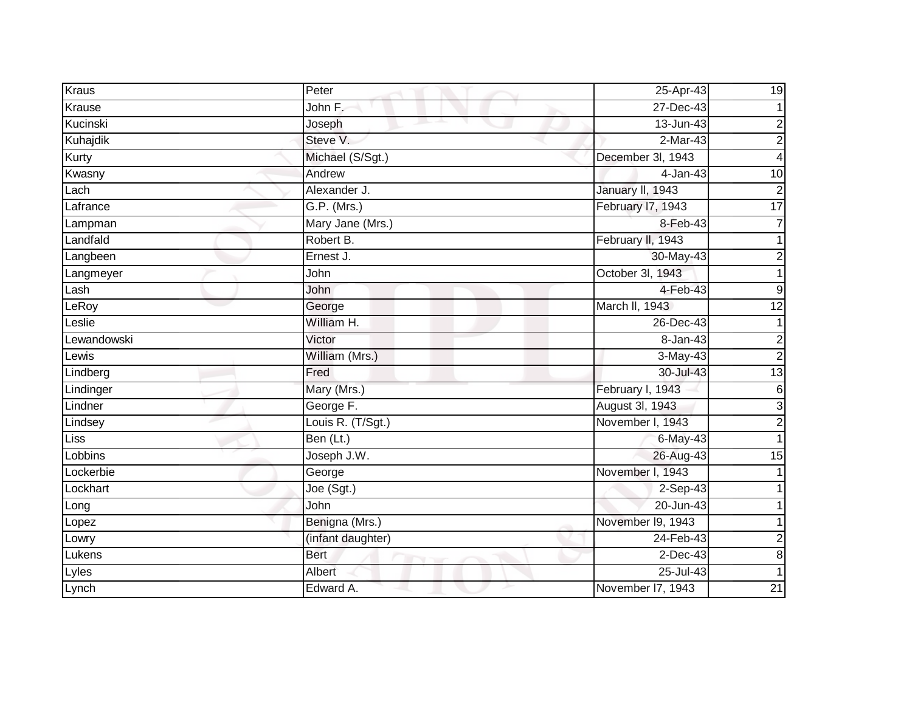| Kraus | Peter | 25-Apr-43 | 19 |
|---|---|---|---|
| Krause | John F. | 27-Dec-43 | 1 |
| Kucinski | Joseph | 13-Jun-43 | 2 |
| Kuhajdik | Steve V. | 2-Mar-43 | 2 |
| Kurty | Michael (S/Sgt.) | December 3l, 1943 | 4 |
| Kwasny | Andrew | 4-Jan-43 | 10 |
| Lach | Alexander J. | January ll, 1943 | 2 |
| Lafrance | G.P. (Mrs.) | February l7, 1943 | 17 |
| Lampman | Mary Jane (Mrs.) | 8-Feb-43 | 7 |
| Landfald | Robert B. | February ll, 1943 | 1 |
| Langbeen | Ernest J. | 30-May-43 | 2 |
| Langmeyer | John | October 3l, 1943 | 1 |
| Lash | John | 4-Feb-43 | 9 |
| LeRoy | George | March ll, 1943 | 12 |
| Leslie | William H. | 26-Dec-43 | 1 |
| Lewandowski | Victor | 8-Jan-43 | 2 |
| Lewis | William (Mrs.) | 3-May-43 | 2 |
| Lindberg | Fred | 30-Jul-43 | 13 |
| Lindinger | Mary (Mrs.) | February l, 1943 | 6 |
| Lindner | George F. | August 3l, 1943 | 3 |
| Lindsey | Louis R. (T/Sgt.) | November l, 1943 | 2 |
| Liss | Ben (Lt.) | 6-May-43 | 1 |
| Lobbins | Joseph J.W. | 26-Aug-43 | 15 |
| Lockerbie | George | November l, 1943 | 1 |
| Lockhart | Joe (Sgt.) | 2-Sep-43 | 1 |
| Long | John | 20-Jun-43 | 1 |
| Lopez | Benigna (Mrs.) | November l9, 1943 | 1 |
| Lowry | (infant daughter) | 24-Feb-43 | 2 |
| Lukens | Bert | 2-Dec-43 | 8 |
| Lyles | Albert | 25-Jul-43 | 1 |
| Lynch | Edward A. | November l7, 1943 | 21 |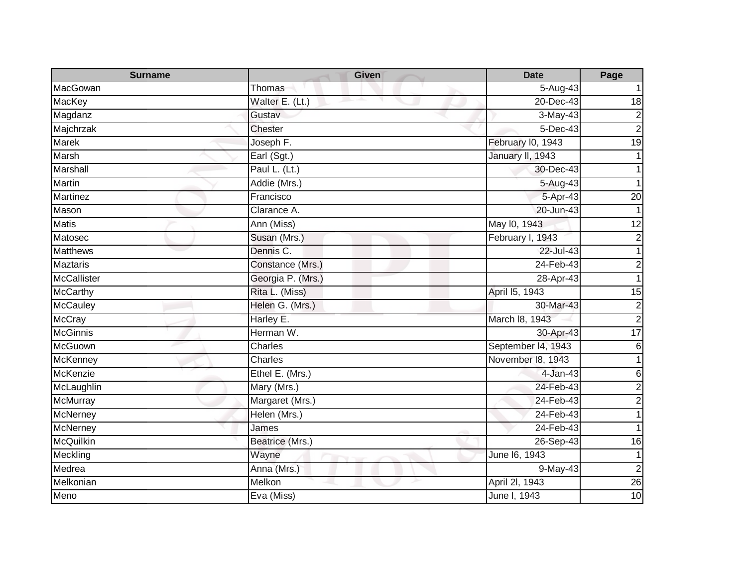| Surname | Given | Date | Page |
|---|---|---|---|
| MacGowan | Thomas | 5-Aug-43 | 1 |
| MacKey | Walter E. (Lt.) | 20-Dec-43 | 18 |
| Magdanz | Gustav | 3-May-43 | 2 |
| Majchrzak | Chester | 5-Dec-43 | 2 |
| Marek | Joseph F. | February l0, 1943 | 19 |
| Marsh | Earl (Sgt.) | January ll, 1943 | 1 |
| Marshall | Paul L. (Lt.) | 30-Dec-43 | 1 |
| Martin | Addie (Mrs.) | 5-Aug-43 | 1 |
| Martinez | Francisco | 5-Apr-43 | 20 |
| Mason | Clarance A. | 20-Jun-43 | 1 |
| Matis | Ann (Miss) | May l0, 1943 | 12 |
| Matosec | Susan (Mrs.) | February l, 1943 | 2 |
| Matthews | Dennis C. | 22-Jul-43 | 1 |
| Maztaris | Constance (Mrs.) | 24-Feb-43 | 2 |
| McCallister | Georgia P. (Mrs.) | 28-Apr-43 | 1 |
| McCarthy | Rita L. (Miss) | April l5, 1943 | 15 |
| McCauley | Helen G. (Mrs.) | 30-Mar-43 | 2 |
| McCray | Harley E. | March l8, 1943 | 2 |
| McGinnis | Herman W. | 30-Apr-43 | 17 |
| McGuown | Charles | September l4, 1943 | 6 |
| McKenney | Charles | November l8, 1943 | 1 |
| McKenzie | Ethel E. (Mrs.) | 4-Jan-43 | 6 |
| McLaughlin | Mary (Mrs.) | 24-Feb-43 | 2 |
| McMurray | Margaret (Mrs.) | 24-Feb-43 | 2 |
| McNerney | Helen (Mrs.) | 24-Feb-43 | 1 |
| McNerney | James | 24-Feb-43 | 1 |
| McQuilkin | Beatrice (Mrs.) | 26-Sep-43 | 16 |
| Meckling | Wayne | June l6, 1943 | 1 |
| Medrea | Anna (Mrs.) | 9-May-43 | 2 |
| Melkonian | Melkon | April 2l, 1943 | 26 |
| Meno | Eva (Miss) | June l, 1943 | 10 |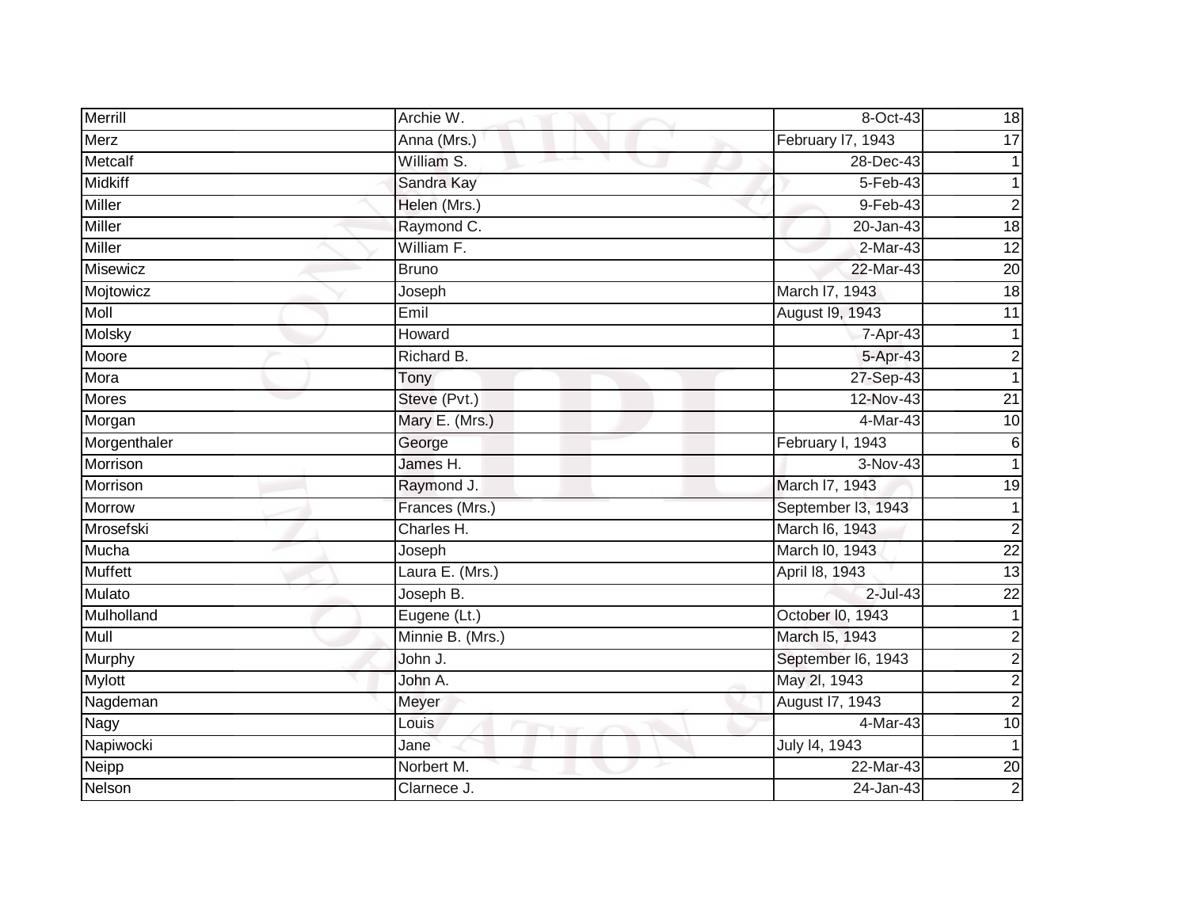| Merrill | Archie W. | 8-Oct-43 | 18 |
|---|---|---|---|
| Merz | Anna (Mrs.) | February l7, 1943 | 17 |
| Metcalf | William S. | 28-Dec-43 | 1 |
| Midkiff | Sandra Kay | 5-Feb-43 | 1 |
| Miller | Helen (Mrs.) | 9-Feb-43 | 2 |
| Miller | Raymond C. | 20-Jan-43 | 18 |
| Miller | William F. | 2-Mar-43 | 12 |
| Misewicz | Bruno | 22-Mar-43 | 20 |
| Mojtowicz | Joseph | March l7, 1943 | 18 |
| Moll | Emil | August l9, 1943 | 11 |
| Molsky | Howard | 7-Apr-43 | 1 |
| Moore | Richard B. | 5-Apr-43 | 2 |
| Mora | Tony | 27-Sep-43 | 1 |
| Mores | Steve (Pvt.) | 12-Nov-43 | 21 |
| Morgan | Mary E. (Mrs.) | 4-Mar-43 | 10 |
| Morgenthaler | George | February l, 1943 | 6 |
| Morrison | James H. | 3-Nov-43 | 1 |
| Morrison | Raymond J. | March l7, 1943 | 19 |
| Morrow | Frances (Mrs.) | September l3, 1943 | 1 |
| Mrosefski | Charles H. | March l6, 1943 | 2 |
| Mucha | Joseph | March l0, 1943 | 22 |
| Muffett | Laura E. (Mrs.) | April l8, 1943 | 13 |
| Mulato | Joseph B. | 2-Jul-43 | 22 |
| Mulholland | Eugene (Lt.) | October l0, 1943 | 1 |
| Mull | Minnie B. (Mrs.) | March l5, 1943 | 2 |
| Murphy | John J. | September l6, 1943 | 2 |
| Mylott | John A. | May 2l, 1943 | 2 |
| Nagdeman | Meyer | August l7, 1943 | 2 |
| Nagy | Louis | 4-Mar-43 | 10 |
| Napiwocki | Jane | July l4, 1943 | 1 |
| Neipp | Norbert M. | 22-Mar-43 | 20 |
| Nelson | Clarnece J. | 24-Jan-43 | 2 |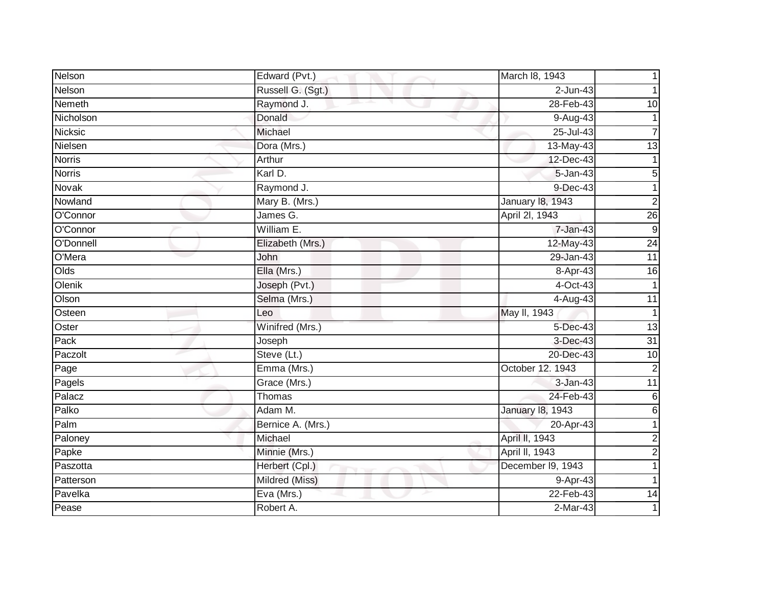| | | | |
|---|---|---|---|
| Nelson | Edward (Pvt.) | March l8, 1943 | 1 |
| Nelson | Russell G. (Sgt.) | 2-Jun-43 | 1 |
| Nemeth | Raymond J. | 28-Feb-43 | 10 |
| Nicholson | Donald | 9-Aug-43 | 1 |
| Nicksic | Michael | 25-Jul-43 | 7 |
| Nielsen | Dora (Mrs.) | 13-May-43 | 13 |
| Norris | Arthur | 12-Dec-43 | 1 |
| Norris | Karl D. | 5-Jan-43 | 5 |
| Novak | Raymond J. | 9-Dec-43 | 1 |
| Nowland | Mary B. (Mrs.) | January l8, 1943 | 2 |
| O'Connor | James G. | April 2l, 1943 | 26 |
| O'Connor | William E. | 7-Jan-43 | 9 |
| O'Donnell | Elizabeth (Mrs.) | 12-May-43 | 24 |
| O'Mera | John | 29-Jan-43 | 11 |
| Olds | Ella (Mrs.) | 8-Apr-43 | 16 |
| Olenik | Joseph (Pvt.) | 4-Oct-43 | 1 |
| Olson | Selma (Mrs.) | 4-Aug-43 | 11 |
| Osteen | Leo | May ll, 1943 | 1 |
| Oster | Winifred (Mrs.) | 5-Dec-43 | 13 |
| Pack | Joseph | 3-Dec-43 | 31 |
| Paczolt | Steve (Lt.) | 20-Dec-43 | 10 |
| Page | Emma (Mrs.) | October 12. 1943 | 2 |
| Pagels | Grace (Mrs.) | 3-Jan-43 | 11 |
| Palacz | Thomas | 24-Feb-43 | 6 |
| Palko | Adam M. | January l8, 1943 | 6 |
| Palm | Bernice A. (Mrs.) | 20-Apr-43 | 1 |
| Paloney | Michael | April ll, 1943 | 2 |
| Papke | Minnie (Mrs.) | April ll, 1943 | 2 |
| Paszotta | Herbert (Cpl.) | December l9, 1943 | 1 |
| Patterson | Mildred (Miss) | 9-Apr-43 | 1 |
| Pavelka | Eva (Mrs.) | 22-Feb-43 | 14 |
| Pease | Robert A. | 2-Mar-43 | 1 |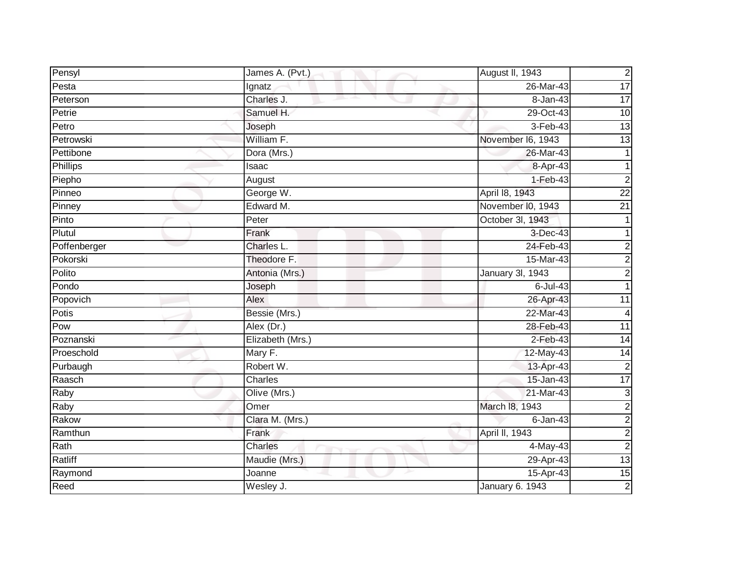| Pensyl | James A. (Pvt.) | August ll, 1943 | 2 |
|---|---|---|---|
| Pesta | Ignatz | 26-Mar-43 | 17 |
| Peterson | Charles J. | 8-Jan-43 | 17 |
| Petrie | Samuel H. | 29-Oct-43 | 10 |
| Petro | Joseph | 3-Feb-43 | 13 |
| Petrowski | William F. | November l6, 1943 | 13 |
| Pettibone | Dora (Mrs.) | 26-Mar-43 | 1 |
| Phillips | Isaac | 8-Apr-43 | 1 |
| Piepho | August | 1-Feb-43 | 2 |
| Pinneo | George W. | April l8, 1943 | 22 |
| Pinney | Edward M. | November l0, 1943 | 21 |
| Pinto | Peter | October 3l, 1943 | 1 |
| Plutul | Frank | 3-Dec-43 | 1 |
| Poffenberger | Charles L. | 24-Feb-43 | 2 |
| Pokorski | Theodore F. | 15-Mar-43 | 2 |
| Polito | Antonia (Mrs.) | January 3l, 1943 | 2 |
| Pondo | Joseph | 6-Jul-43 | 1 |
| Popovich | Alex | 26-Apr-43 | 11 |
| Potis | Bessie (Mrs.) | 22-Mar-43 | 4 |
| Pow | Alex (Dr.) | 28-Feb-43 | 11 |
| Poznanski | Elizabeth (Mrs.) | 2-Feb-43 | 14 |
| Proeschold | Mary F. | 12-May-43 | 14 |
| Purbaugh | Robert W. | 13-Apr-43 | 2 |
| Raasch | Charles | 15-Jan-43 | 17 |
| Raby | Olive (Mrs.) | 21-Mar-43 | 3 |
| Raby | Omer | March l8, 1943 | 2 |
| Rakow | Clara M. (Mrs.) | 6-Jan-43 | 2 |
| Ramthun | Frank | April ll, 1943 | 2 |
| Rath | Charles | 4-May-43 | 2 |
| Ratliff | Maudie (Mrs.) | 29-Apr-43 | 13 |
| Raymond | Joanne | 15-Apr-43 | 15 |
| Reed | Wesley J. | January 6. 1943 | 2 |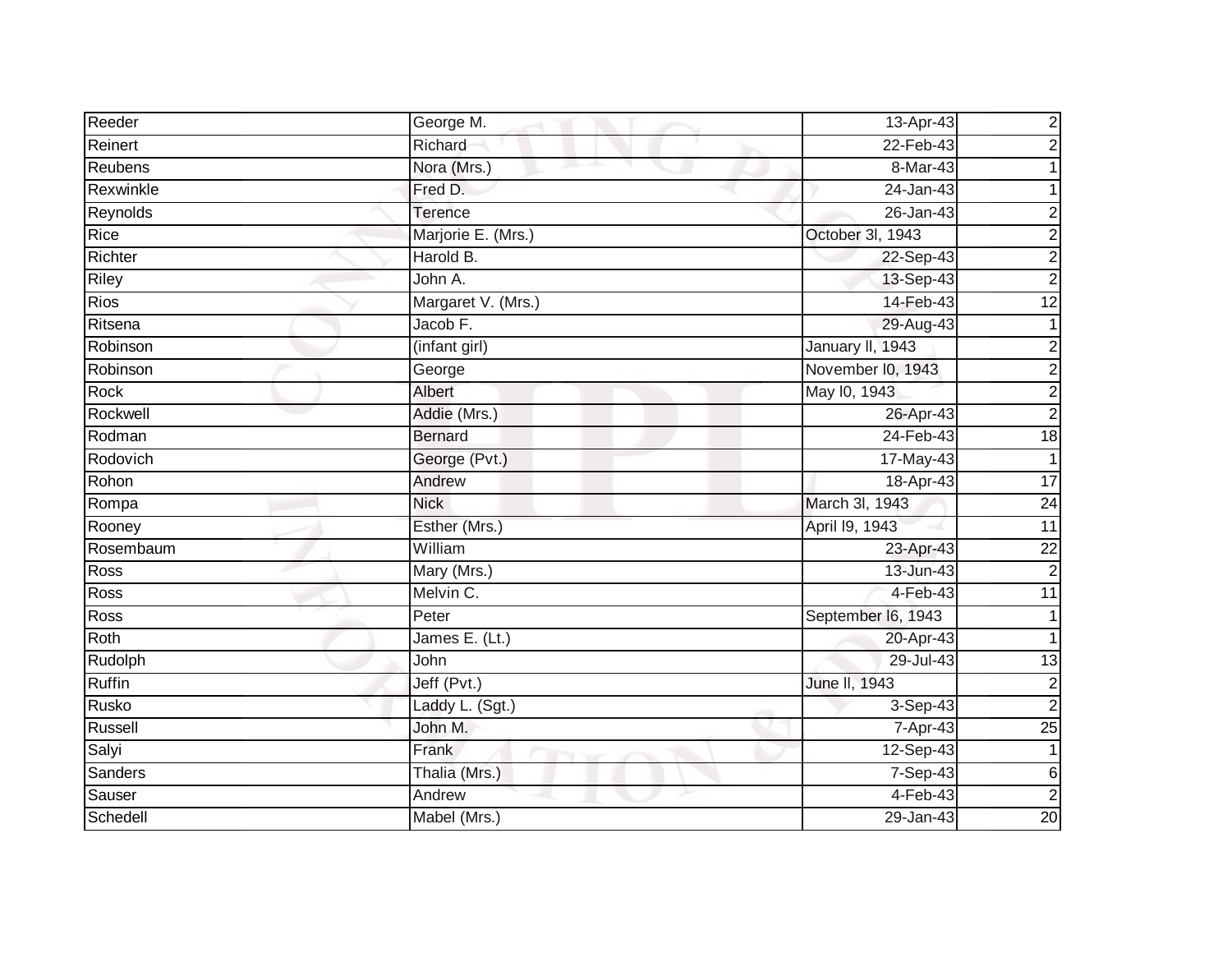| Reeder | George M. | 13-Apr-43 | 2 |
|---|---|---|---|
| Reinert | Richard | 22-Feb-43 | 2 |
| Reubens | Nora (Mrs.) | 8-Mar-43 | 1 |
| Rexwinkle | Fred D. | 24-Jan-43 | 1 |
| Reynolds | Terence | 26-Jan-43 | 2 |
| Rice | Marjorie E. (Mrs.) | October 3l, 1943 | 2 |
| Richter | Harold B. | 22-Sep-43 | 2 |
| Riley | John A. | 13-Sep-43 | 2 |
| Rios | Margaret V. (Mrs.) | 14-Feb-43 | 12 |
| Ritsena | Jacob F. | 29-Aug-43 | 1 |
| Robinson | (infant girl) | January ll, 1943 | 2 |
| Robinson | George | November l0, 1943 | 2 |
| Rock | Albert | May l0, 1943 | 2 |
| Rockwell | Addie (Mrs.) | 26-Apr-43 | 2 |
| Rodman | Bernard | 24-Feb-43 | 18 |
| Rodovich | George (Pvt.) | 17-May-43 | 1 |
| Rohon | Andrew | 18-Apr-43 | 17 |
| Rompa | Nick | March 3l, 1943 | 24 |
| Rooney | Esther (Mrs.) | April l9, 1943 | 11 |
| Rosembaum | William | 23-Apr-43 | 22 |
| Ross | Mary (Mrs.) | 13-Jun-43 | 2 |
| Ross | Melvin C. | 4-Feb-43 | 11 |
| Ross | Peter | September l6, 1943 | 1 |
| Roth | James E. (Lt.) | 20-Apr-43 | 1 |
| Rudolph | John | 29-Jul-43 | 13 |
| Ruffin | Jeff (Pvt.) | June ll, 1943 | 2 |
| Rusko | Laddy L. (Sgt.) | 3-Sep-43 | 2 |
| Russell | John M. | 7-Apr-43 | 25 |
| Salyi | Frank | 12-Sep-43 | 1 |
| Sanders | Thalia (Mrs.) | 7-Sep-43 | 6 |
| Sauser | Andrew | 4-Feb-43 | 2 |
| Schedell | Mabel (Mrs.) | 29-Jan-43 | 20 |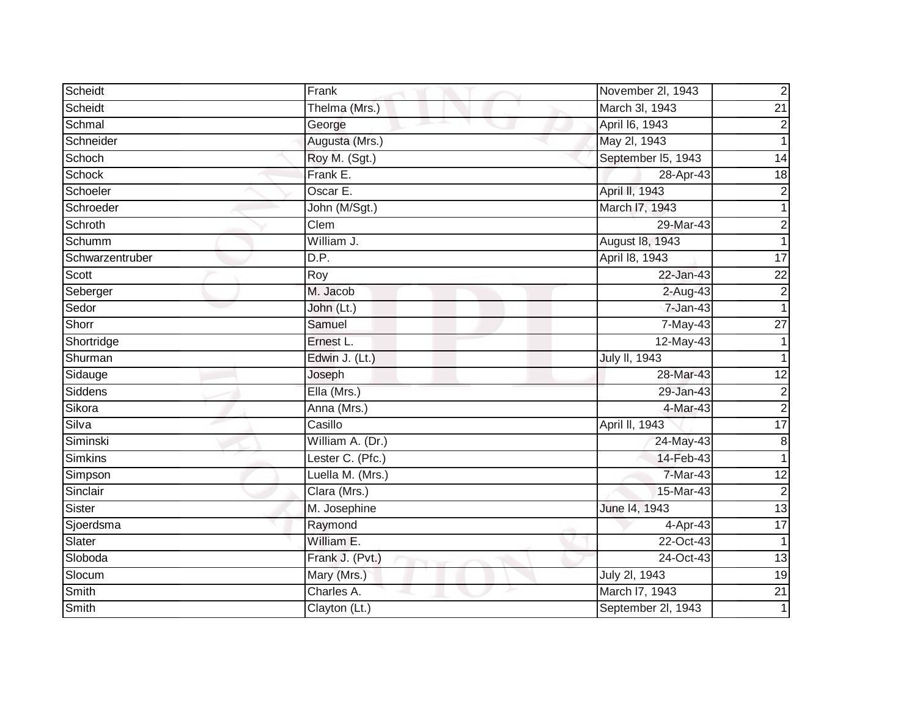| | | | |
|---|---|---|---|
| Scheidt | Frank | November 2l, 1943 | 2 |
| Scheidt | Thelma (Mrs.) | March 3l, 1943 | 21 |
| Schmal | George | April l6, 1943 | 2 |
| Schneider | Augusta (Mrs.) | May 2l, 1943 | 1 |
| Schoch | Roy M. (Sgt.) | September l5, 1943 | 14 |
| Schock | Frank E. | 28-Apr-43 | 18 |
| Schoeler | Oscar E. | April ll, 1943 | 2 |
| Schroeder | John (M/Sgt.) | March l7, 1943 | 1 |
| Schroth | Clem | 29-Mar-43 | 2 |
| Schumm | William J. | August l8, 1943 | 1 |
| Schwarzentruber | D.P. | April l8, 1943 | 17 |
| Scott | Roy | 22-Jan-43 | 22 |
| Seberger | M. Jacob | 2-Aug-43 | 2 |
| Sedor | John (Lt.) | 7-Jan-43 | 1 |
| Shorr | Samuel | 7-May-43 | 27 |
| Shortridge | Ernest L. | 12-May-43 | 1 |
| Shurman | Edwin J. (Lt.) | July ll, 1943 | 1 |
| Sidauge | Joseph | 28-Mar-43 | 12 |
| Siddens | Ella (Mrs.) | 29-Jan-43 | 2 |
| Sikora | Anna (Mrs.) | 4-Mar-43 | 2 |
| Silva | Casillo | April ll, 1943 | 17 |
| Siminski | William A. (Dr.) | 24-May-43 | 8 |
| Simkins | Lester C. (Pfc.) | 14-Feb-43 | 1 |
| Simpson | Luella M. (Mrs.) | 7-Mar-43 | 12 |
| Sinclair | Clara (Mrs.) | 15-Mar-43 | 2 |
| Sister | M. Josephine | June l4, 1943 | 13 |
| Sjoerdsma | Raymond | 4-Apr-43 | 17 |
| Slater | William E. | 22-Oct-43 | 1 |
| Sloboda | Frank J. (Pvt.) | 24-Oct-43 | 13 |
| Slocum | Mary (Mrs.) | July 2l, 1943 | 19 |
| Smith | Charles A. | March l7, 1943 | 21 |
| Smith | Clayton (Lt.) | September 2l, 1943 | 1 |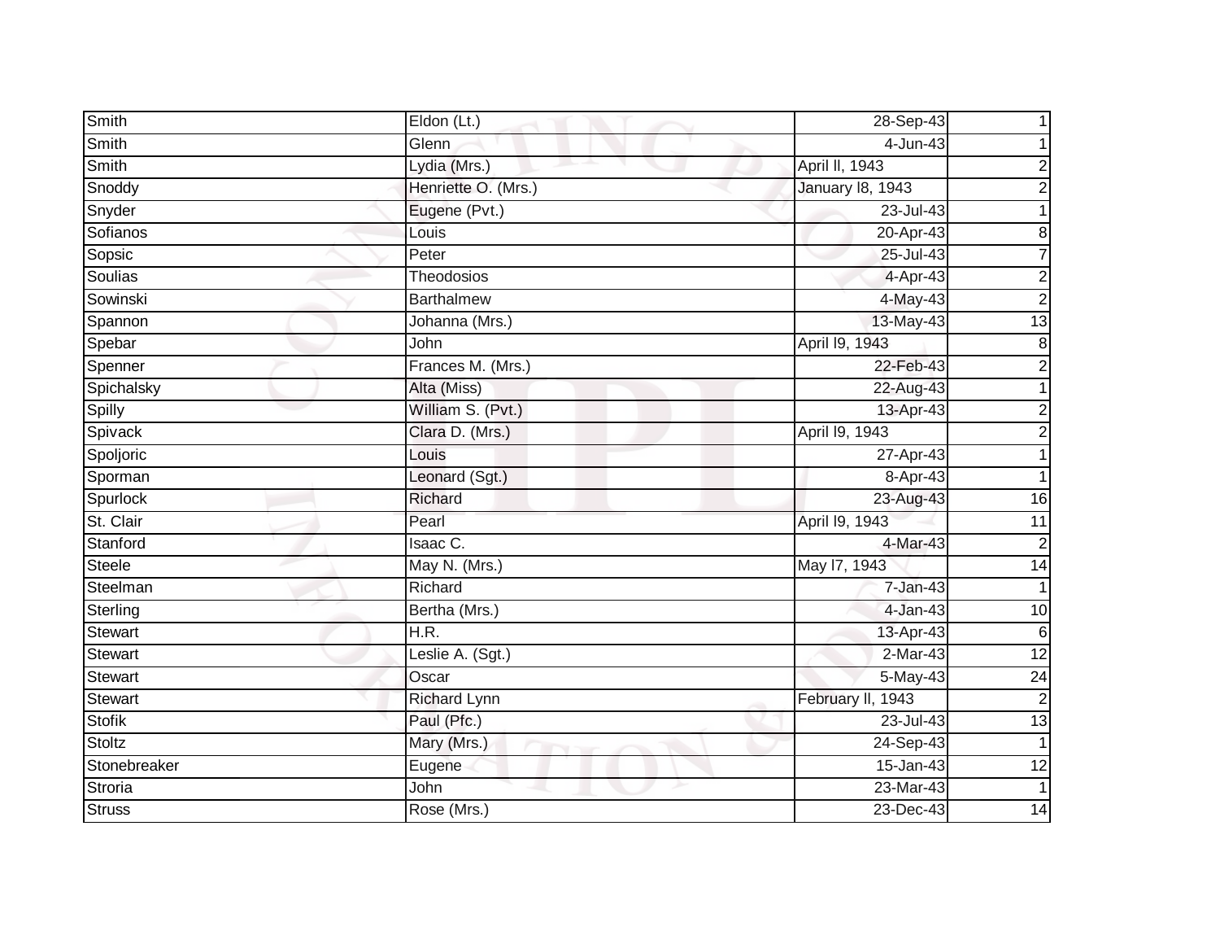| | | | |
|---|---|---|---|
| Smith | Eldon (Lt.) | 28-Sep-43 | 1 |
| Smith | Glenn | 4-Jun-43 | 1 |
| Smith | Lydia (Mrs.) | April ll, 1943 | 2 |
| Snoddy | Henriette O. (Mrs.) | January l8, 1943 | 2 |
| Snyder | Eugene (Pvt.) | 23-Jul-43 | 1 |
| Sofianos | Louis | 20-Apr-43 | 8 |
| Sopsic | Peter | 25-Jul-43 | 7 |
| Soulias | Theodosios | 4-Apr-43 | 2 |
| Sowinski | Barthalmew | 4-May-43 | 2 |
| Spannon | Johanna (Mrs.) | 13-May-43 | 13 |
| Spebar | John | April l9, 1943 | 8 |
| Spenner | Frances M. (Mrs.) | 22-Feb-43 | 2 |
| Spichalsky | Alta (Miss) | 22-Aug-43 | 1 |
| Spilly | William S. (Pvt.) | 13-Apr-43 | 2 |
| Spivack | Clara D. (Mrs.) | April l9, 1943 | 2 |
| Spoljoric | Louis | 27-Apr-43 | 1 |
| Sporman | Leonard (Sgt.) | 8-Apr-43 | 1 |
| Spurlock | Richard | 23-Aug-43 | 16 |
| St. Clair | Pearl | April l9, 1943 | 11 |
| Stanford | Isaac C. | 4-Mar-43 | 2 |
| Steele | May N. (Mrs.) | May l7, 1943 | 14 |
| Steelman | Richard | 7-Jan-43 | 1 |
| Sterling | Bertha (Mrs.) | 4-Jan-43 | 10 |
| Stewart | H.R. | 13-Apr-43 | 6 |
| Stewart | Leslie A. (Sgt.) | 2-Mar-43 | 12 |
| Stewart | Oscar | 5-May-43 | 24 |
| Stewart | Richard Lynn | February ll, 1943 | 2 |
| Stofik | Paul (Pfc.) | 23-Jul-43 | 13 |
| Stoltz | Mary (Mrs.) | 24-Sep-43 | 1 |
| Stonebreaker | Eugene | 15-Jan-43 | 12 |
| Stroria | John | 23-Mar-43 | 1 |
| Struss | Rose (Mrs.) | 23-Dec-43 | 14 |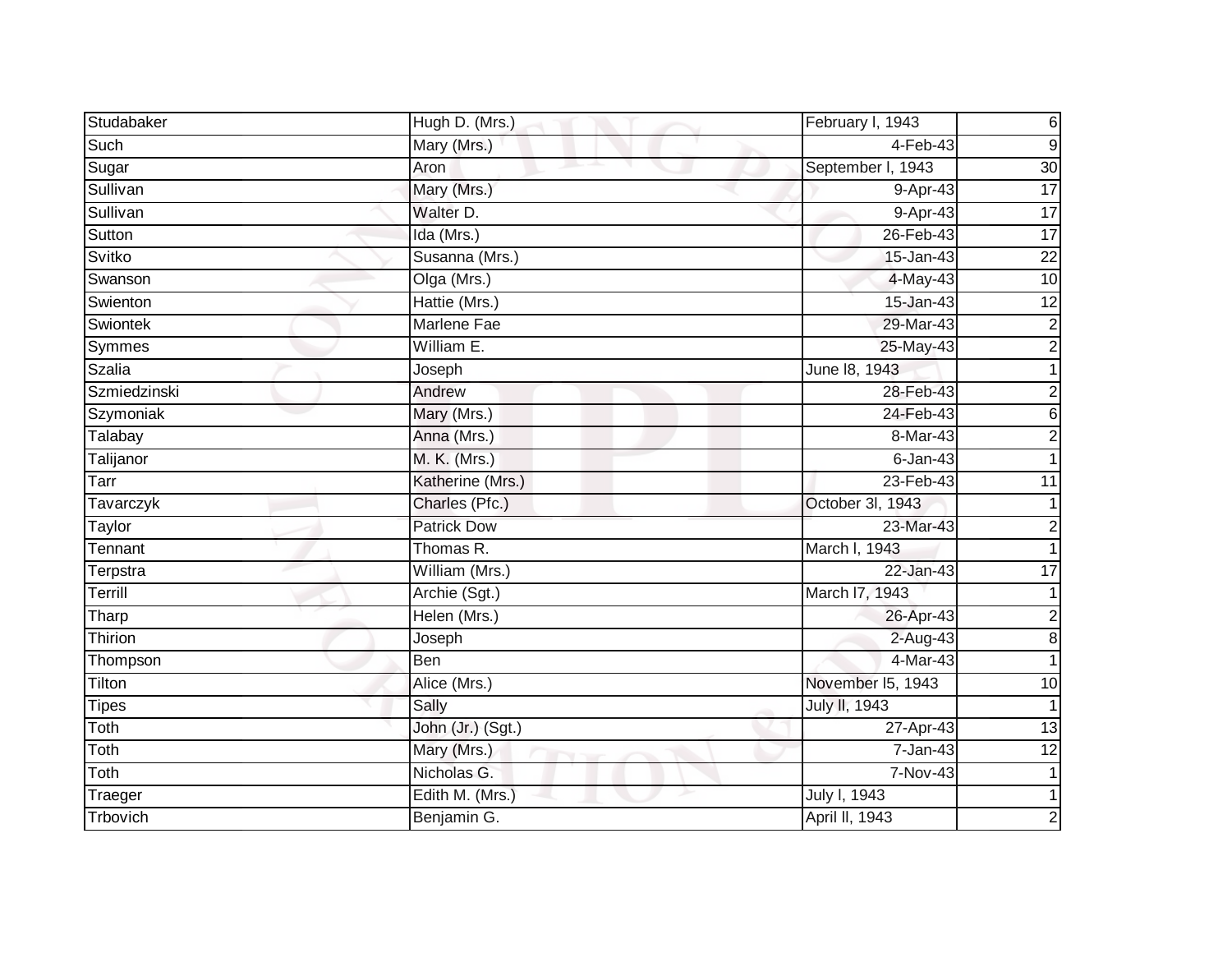| Studabaker | Hugh D. (Mrs.) | February l, 1943 | 6 |
|---|---|---|---|
| Such | Mary (Mrs.) | 4-Feb-43 | 9 |
| Sugar | Aron | September l, 1943 | 30 |
| Sullivan | Mary (Mrs.) | 9-Apr-43 | 17 |
| Sullivan | Walter D. | 9-Apr-43 | 17 |
| Sutton | Ida (Mrs.) | 26-Feb-43 | 17 |
| Svitko | Susanna (Mrs.) | 15-Jan-43 | 22 |
| Swanson | Olga (Mrs.) | 4-May-43 | 10 |
| Swienton | Hattie (Mrs.) | 15-Jan-43 | 12 |
| Swiontek | Marlene Fae | 29-Mar-43 | 2 |
| Symmes | William E. | 25-May-43 | 2 |
| Szalia | Joseph | June l8, 1943 | 1 |
| Szmiedzinski | Andrew | 28-Feb-43 | 2 |
| Szymoniak | Mary (Mrs.) | 24-Feb-43 | 6 |
| Talabay | Anna (Mrs.) | 8-Mar-43 | 2 |
| Talijanor | M. K. (Mrs.) | 6-Jan-43 | 1 |
| Tarr | Katherine (Mrs.) | 23-Feb-43 | 11 |
| Tavarczyk | Charles (Pfc.) | October 3l, 1943 | 1 |
| Taylor | Patrick Dow | 23-Mar-43 | 2 |
| Tennant | Thomas R. | March l, 1943 | 1 |
| Terpstra | William (Mrs.) | 22-Jan-43 | 17 |
| Terrill | Archie (Sgt.) | March l7, 1943 | 1 |
| Tharp | Helen (Mrs.) | 26-Apr-43 | 2 |
| Thirion | Joseph | 2-Aug-43 | 8 |
| Thompson | Ben | 4-Mar-43 | 1 |
| Tilton | Alice (Mrs.) | November l5, 1943 | 10 |
| Tipes | Sally | July ll, 1943 | 1 |
| Toth | John (Jr.) (Sgt.) | 27-Apr-43 | 13 |
| Toth | Mary (Mrs.) | 7-Jan-43 | 12 |
| Toth | Nicholas G. | 7-Nov-43 | 1 |
| Traeger | Edith M. (Mrs.) | July l, 1943 | 1 |
| Trbovich | Benjamin G. | April ll, 1943 | 2 |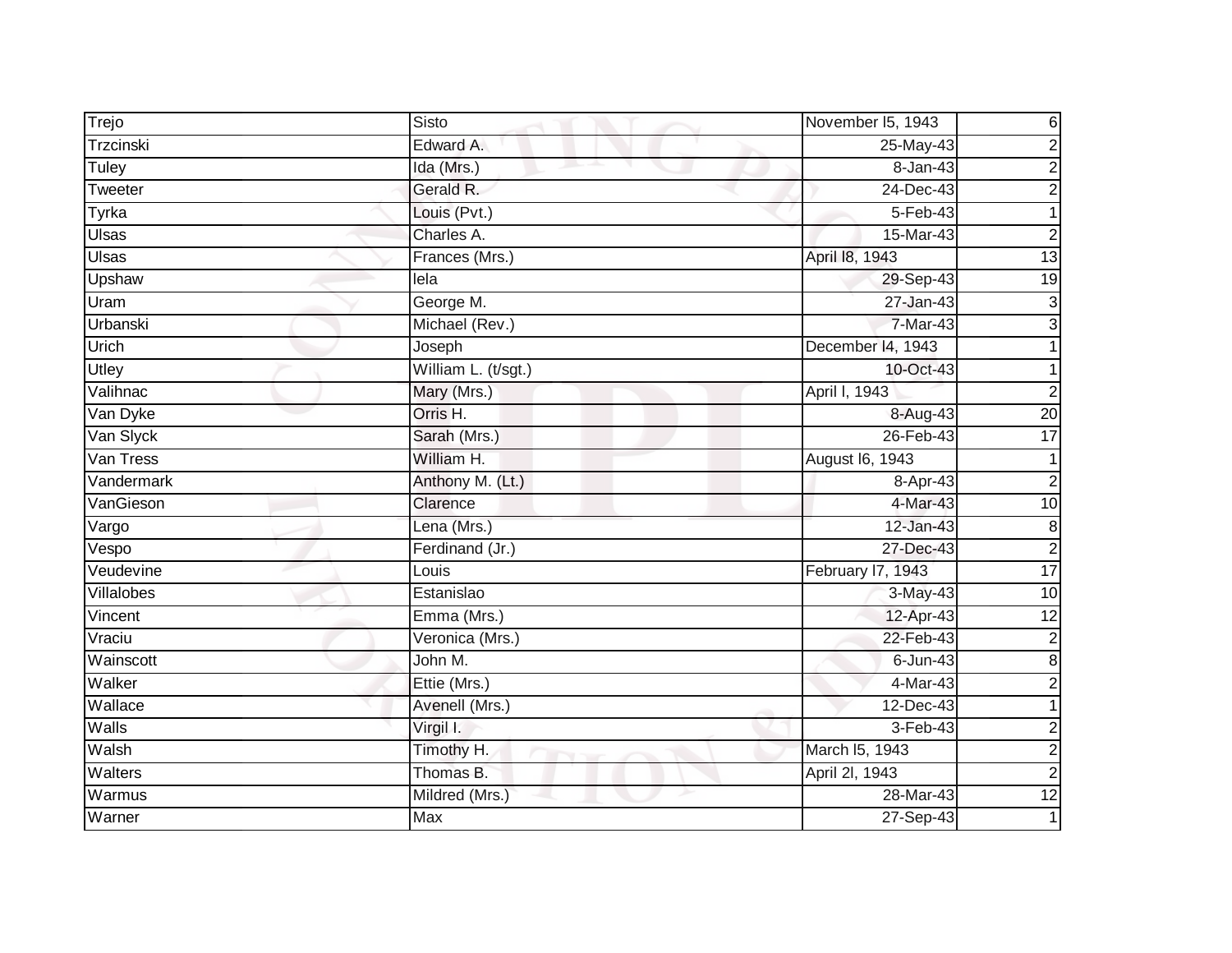| Trejo | Sisto | November l5, 1943 | 6 |
|---|---|---|---|
| Trzcinski | Edward A. | 25-May-43 | 2 |
| Tuley | Ida (Mrs.) | 8-Jan-43 | 2 |
| Tweeter | Gerald R. | 24-Dec-43 | 2 |
| Tyrka | Louis (Pvt.) | 5-Feb-43 | 1 |
| Ulsas | Charles A. | 15-Mar-43 | 2 |
| Ulsas | Frances (Mrs.) | April l8, 1943 | 13 |
| Upshaw | lela | 29-Sep-43 | 19 |
| Uram | George M. | 27-Jan-43 | 3 |
| Urbanski | Michael (Rev.) | 7-Mar-43 | 3 |
| Urich | Joseph | December l4, 1943 | 1 |
| Utley | William L. (t/sgt.) | 10-Oct-43 | 1 |
| Valihnac | Mary (Mrs.) | April l, 1943 | 2 |
| Van Dyke | Orris H. | 8-Aug-43 | 20 |
| Van Slyck | Sarah (Mrs.) | 26-Feb-43 | 17 |
| Van Tress | William H. | August l6, 1943 | 1 |
| Vandermark | Anthony M. (Lt.) | 8-Apr-43 | 2 |
| VanGieson | Clarence | 4-Mar-43 | 10 |
| Vargo | Lena (Mrs.) | 12-Jan-43 | 8 |
| Vespo | Ferdinand (Jr.) | 27-Dec-43 | 2 |
| Veudevine | Louis | February l7, 1943 | 17 |
| Villalobes | Estanislao | 3-May-43 | 10 |
| Vincent | Emma (Mrs.) | 12-Apr-43 | 12 |
| Vraciu | Veronica (Mrs.) | 22-Feb-43 | 2 |
| Wainscott | John M. | 6-Jun-43 | 8 |
| Walker | Ettie (Mrs.) | 4-Mar-43 | 2 |
| Wallace | Avenell (Mrs.) | 12-Dec-43 | 1 |
| Walls | Virgil I. | 3-Feb-43 | 2 |
| Walsh | Timothy H. | March l5, 1943 | 2 |
| Walters | Thomas B. | April 2l, 1943 | 2 |
| Warmus | Mildred (Mrs.) | 28-Mar-43 | 12 |
| Warner | Max | 27-Sep-43 | 1 |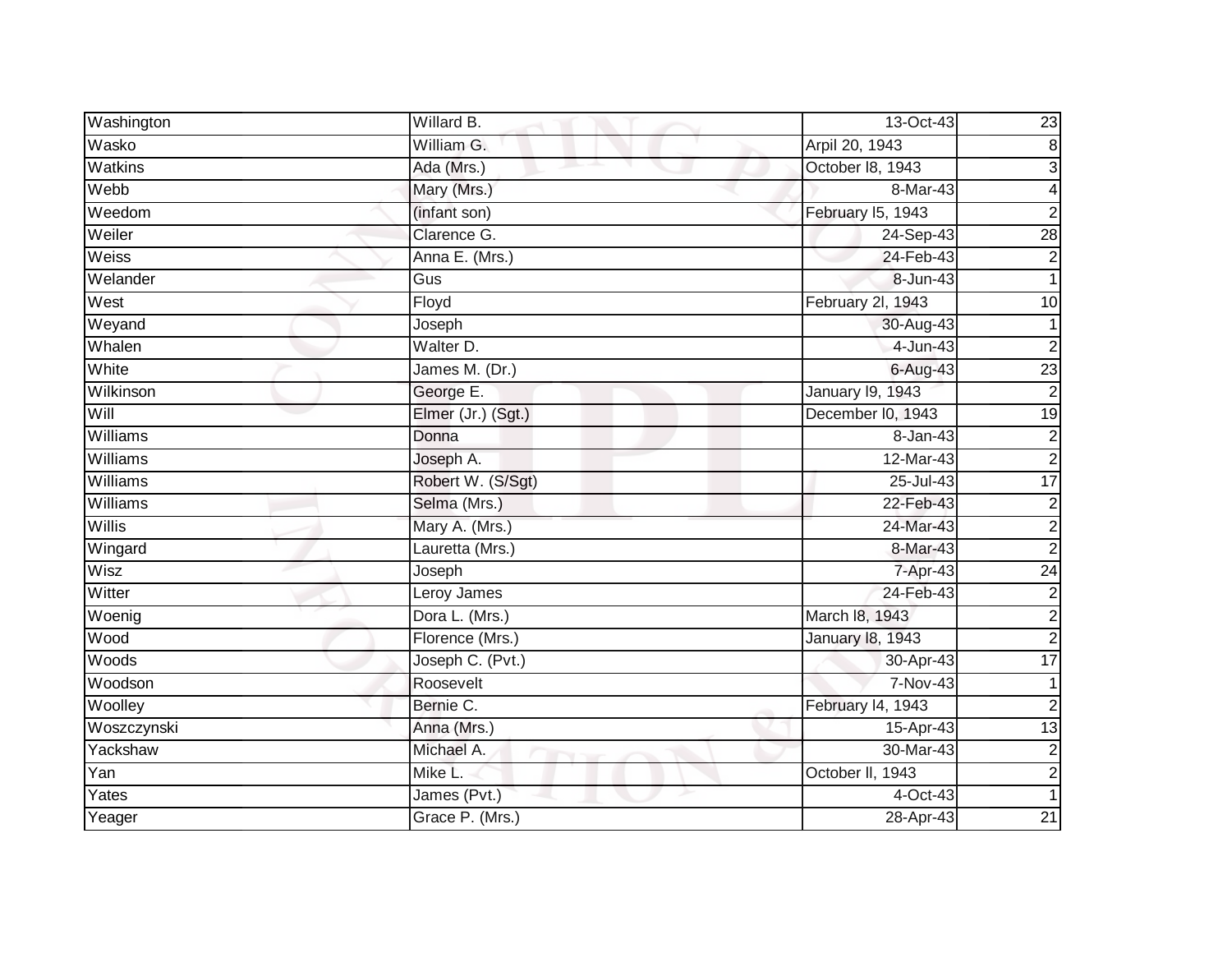| Washington | Willard B. | 13-Oct-43 | 23 |
|---|---|---|---|
| Wasko | William G. | Arpil 20, 1943 | 8 |
| Watkins | Ada (Mrs.) | October l8, 1943 | 3 |
| Webb | Mary (Mrs.) | 8-Mar-43 | 4 |
| Weedom | (infant son) | February l5, 1943 | 2 |
| Weiler | Clarence G. | 24-Sep-43 | 28 |
| Weiss | Anna E. (Mrs.) | 24-Feb-43 | 2 |
| Welander | Gus | 8-Jun-43 | 1 |
| West | Floyd | February 2l, 1943 | 10 |
| Weyand | Joseph | 30-Aug-43 | 1 |
| Whalen | Walter D. | 4-Jun-43 | 2 |
| White | James M. (Dr.) | 6-Aug-43 | 23 |
| Wilkinson | George E. | January l9, 1943 | 2 |
| Will | Elmer (Jr.) (Sgt.) | December l0, 1943 | 19 |
| Williams | Donna | 8-Jan-43 | 2 |
| Williams | Joseph A. | 12-Mar-43 | 2 |
| Williams | Robert W. (S/Sgt) | 25-Jul-43 | 17 |
| Williams | Selma (Mrs.) | 22-Feb-43 | 2 |
| Willis | Mary A. (Mrs.) | 24-Mar-43 | 2 |
| Wingard | Lauretta (Mrs.) | 8-Mar-43 | 2 |
| Wisz | Joseph | 7-Apr-43 | 24 |
| Witter | Leroy James | 24-Feb-43 | 2 |
| Woenig | Dora L. (Mrs.) | March l8, 1943 | 2 |
| Wood | Florence (Mrs.) | January l8, 1943 | 2 |
| Woods | Joseph C. (Pvt.) | 30-Apr-43 | 17 |
| Woodson | Roosevelt | 7-Nov-43 | 1 |
| Woolley | Bernie C. | February l4, 1943 | 2 |
| Woszczynski | Anna (Mrs.) | 15-Apr-43 | 13 |
| Yackshaw | Michael A. | 30-Mar-43 | 2 |
| Yan | Mike L. | October ll, 1943 | 2 |
| Yates | James (Pvt.) | 4-Oct-43 | 1 |
| Yeager | Grace P. (Mrs.) | 28-Apr-43 | 21 |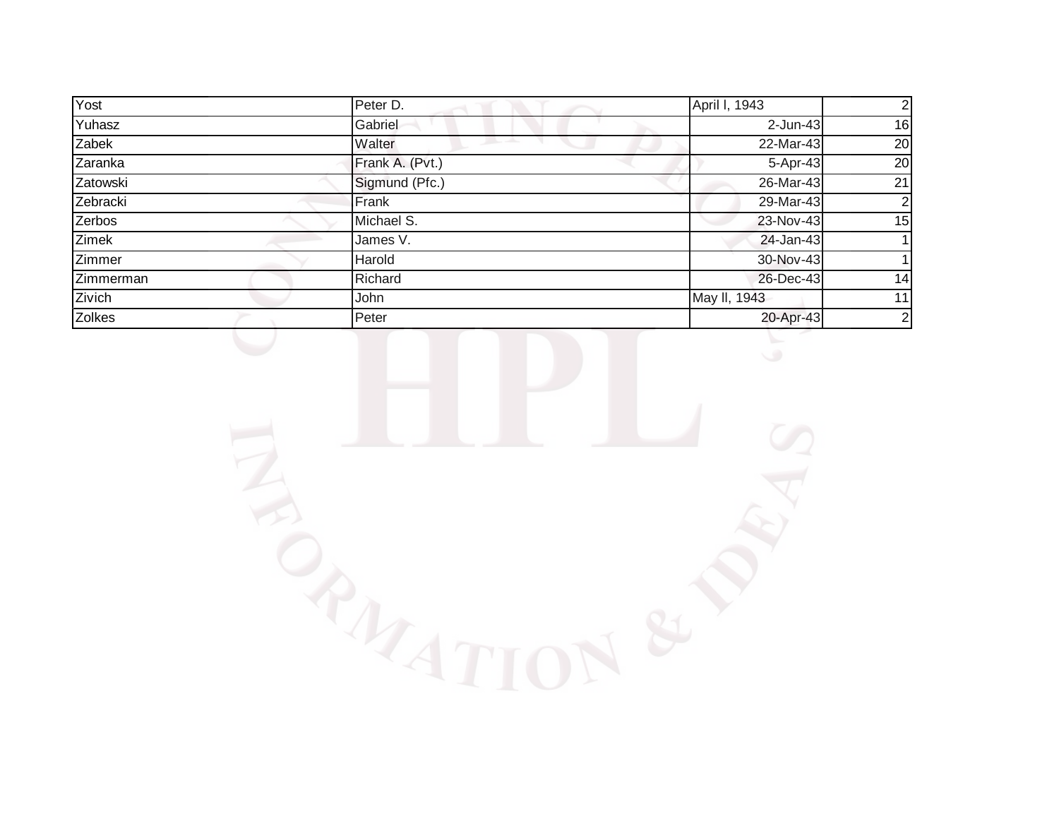| | | | |
|---|---|---|---|
| Yost | Peter D. | April l, 1943 | 2 |
| Yuhasz | Gabriel | 2-Jun-43 | 16 |
| Zabek | Walter | 22-Mar-43 | 20 |
| Zaranka | Frank A. (Pvt.) | 5-Apr-43 | 20 |
| Zatowski | Sigmund (Pfc.) | 26-Mar-43 | 21 |
| Zebracki | Frank | 29-Mar-43 | 2 |
| Zerbos | Michael S. | 23-Nov-43 | 15 |
| Zimek | James V. | 24-Jan-43 | 1 |
| Zimmer | Harold | 30-Nov-43 | 1 |
| Zimmerman | Richard | 26-Dec-43 | 14 |
| Zivich | John | May ll, 1943 | 11 |
| Zolkes | Peter | 20-Apr-43 | 2 |